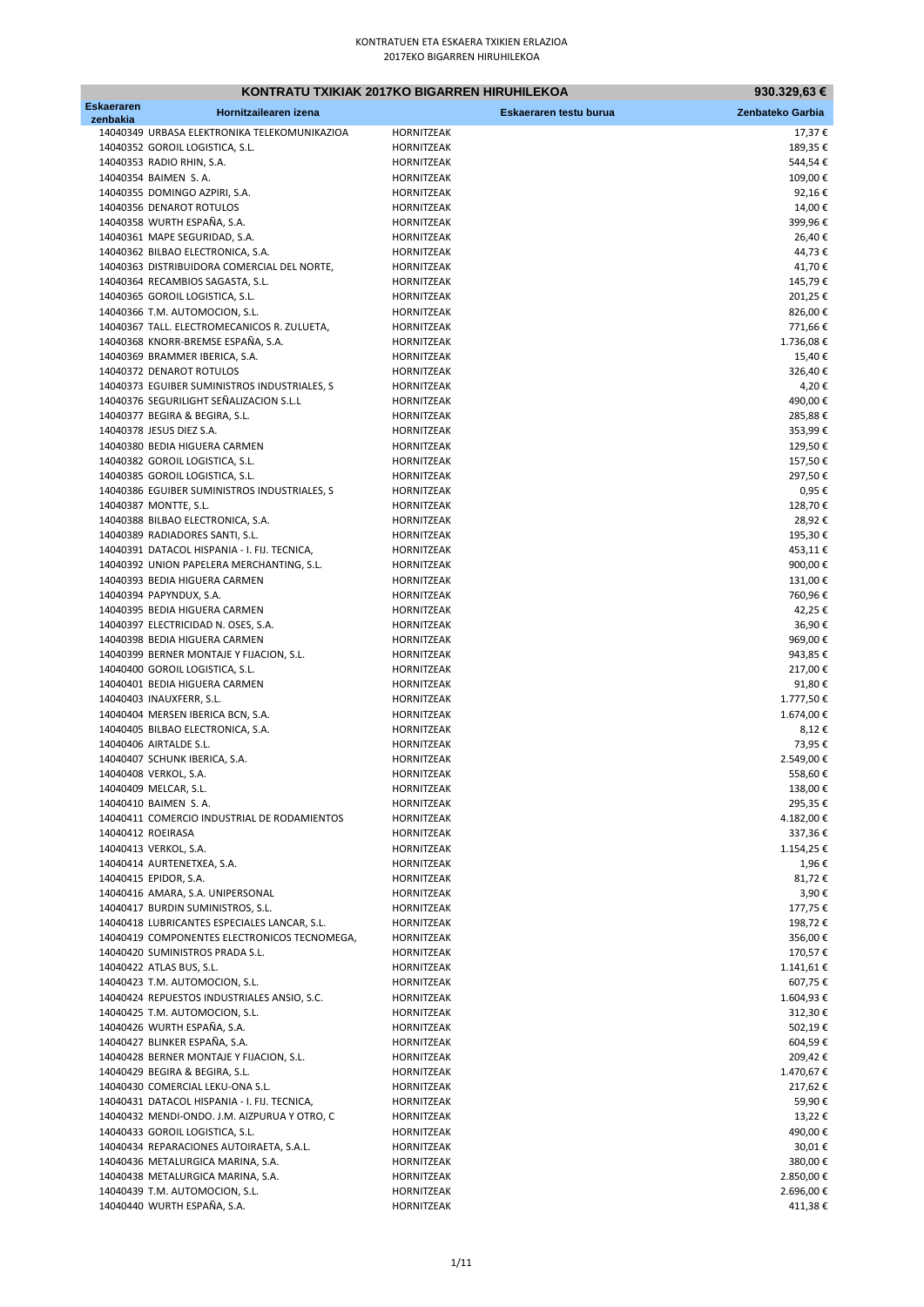KONTRATUEN ETA ESKAERA TXIKIEN ERLAZIOA
2017EKO BIGARREN HIRUHILEKOA

| KONTRATU TXIKIAK 2017KO BIGARREN HIRUHILEKOA | | | | 930.329,63 € |
|---|---|---|---|---|
| **Eskaeraren zenbakia** | **Hornitzailearen izena** | | **Eskaeraren testu burua** | **Zenbateko Garbia** |
| 14040349 | URBASA ELEKTRONIKA TELEKOMUNIKAZIOA | HORNITZEAK | | 17,37 € |
| 14040352 | GOROIL LOGISTICA, S.L. | HORNITZEAK | | 189,35 € |
| 14040353 | RADIO RHIN, S.A. | HORNITZEAK | | 544,54 € |
| 14040354 | BAIMEN S. A. | HORNITZEAK | | 109,00 € |
| 14040355 | DOMINGO AZPIRI, S.A. | HORNITZEAK | | 92,16 € |
| 14040356 | DENAROT ROTULOS | HORNITZEAK | | 14,00 € |
| 14040358 | WURTH ESPAÑA, S.A. | HORNITZEAK | | 399,96 € |
| 14040361 | MAPE SEGURIDAD, S.A. | HORNITZEAK | | 26,40 € |
| 14040362 | BILBAO ELECTRONICA, S.A. | HORNITZEAK | | 44,73 € |
| 14040363 | DISTRIBUIDORA COMERCIAL DEL NORTE, | HORNITZEAK | | 41,70 € |
| 14040364 | RECAMBIOS SAGASTA, S.L. | HORNITZEAK | | 145,79 € |
| 14040365 | GOROIL LOGISTICA, S.L. | HORNITZEAK | | 201,25 € |
| 14040366 | T.M. AUTOMOCION, S.L. | HORNITZEAK | | 826,00 € |
| 14040367 | TALL. ELECTROMECANICOS R. ZULUETA, | HORNITZEAK | | 771,66 € |
| 14040368 | KNORR-BREMSE ESPAÑA, S.A. | HORNITZEAK | | 1.736,08 € |
| 14040369 | BRAMMER IBERICA, S.A. | HORNITZEAK | | 15,40 € |
| 14040372 | DENAROT ROTULOS | HORNITZEAK | | 326,40 € |
| 14040373 | EGUIBER SUMINISTROS INDUSTRIALES, S | HORNITZEAK | | 4,20 € |
| 14040376 | SEGURILIGHT SEÑALIZACION S.L.L | HORNITZEAK | | 490,00 € |
| 14040377 | BEGIRA & BEGIRA, S.L. | HORNITZEAK | | 285,88 € |
| 14040378 | JESUS DIEZ S.A. | HORNITZEAK | | 353,99 € |
| 14040380 | BEDIA HIGUERA CARMEN | HORNITZEAK | | 129,50 € |
| 14040382 | GOROIL LOGISTICA, S.L. | HORNITZEAK | | 157,50 € |
| 14040385 | GOROIL LOGISTICA, S.L. | HORNITZEAK | | 297,50 € |
| 14040386 | EGUIBER SUMINISTROS INDUSTRIALES, S | HORNITZEAK | | 0,95 € |
| 14040387 | MONTTE, S.L. | HORNITZEAK | | 128,70 € |
| 14040388 | BILBAO ELECTRONICA, S.A. | HORNITZEAK | | 28,92 € |
| 14040389 | RADIADORES SANTI, S.L. | HORNITZEAK | | 195,30 € |
| 14040391 | DATACOL HISPANIA - I. FIJ. TECNICA, | HORNITZEAK | | 453,11 € |
| 14040392 | UNION PAPELERA MERCHANTING, S.L. | HORNITZEAK | | 900,00 € |
| 14040393 | BEDIA HIGUERA CARMEN | HORNITZEAK | | 131,00 € |
| 14040394 | PAPYNDUX, S.A. | HORNITZEAK | | 760,96 € |
| 14040395 | BEDIA HIGUERA CARMEN | HORNITZEAK | | 42,25 € |
| 14040397 | ELECTRICIDAD N. OSES, S.A. | HORNITZEAK | | 36,90 € |
| 14040398 | BEDIA HIGUERA CARMEN | HORNITZEAK | | 969,00 € |
| 14040399 | BERNER MONTAJE Y FIJACION, S.L. | HORNITZEAK | | 943,85 € |
| 14040400 | GOROIL LOGISTICA, S.L. | HORNITZEAK | | 217,00 € |
| 14040401 | BEDIA HIGUERA CARMEN | HORNITZEAK | | 91,80 € |
| 14040403 | INAUXFERR, S.L. | HORNITZEAK | | 1.777,50 € |
| 14040404 | MERSEN IBERICA BCN, S.A. | HORNITZEAK | | 1.674,00 € |
| 14040405 | BILBAO ELECTRONICA, S.A. | HORNITZEAK | | 8,12 € |
| 14040406 | AIRTALDE S.L. | HORNITZEAK | | 73,95 € |
| 14040407 | SCHUNK IBERICA, S.A. | HORNITZEAK | | 2.549,00 € |
| 14040408 | VERKOL, S.A. | HORNITZEAK | | 558,60 € |
| 14040409 | MELCAR, S.L. | HORNITZEAK | | 138,00 € |
| 14040410 | BAIMEN S. A. | HORNITZEAK | | 295,35 € |
| 14040411 | COMERCIO INDUSTRIAL DE RODAMIENTOS | HORNITZEAK | | 4.182,00 € |
| 14040412 | ROEIRASA | HORNITZEAK | | 337,36 € |
| 14040413 | VERKOL, S.A. | HORNITZEAK | | 1.154,25 € |
| 14040414 | AURTENETXEA, S.A. | HORNITZEAK | | 1,96 € |
| 14040415 | EPIDOR, S.A. | HORNITZEAK | | 81,72 € |
| 14040416 | AMARA, S.A. UNIPERSONAL | HORNITZEAK | | 3,90 € |
| 14040417 | BURDIN SUMINISTROS, S.L. | HORNITZEAK | | 177,75 € |
| 14040418 | LUBRICANTES ESPECIALES LANCAR, S.L. | HORNITZEAK | | 198,72 € |
| 14040419 | COMPONENTES ELECTRONICOS TECNOMEGA, | HORNITZEAK | | 356,00 € |
| 14040420 | SUMINISTROS PRADA S.L. | HORNITZEAK | | 170,57 € |
| 14040422 | ATLAS BUS, S.L. | HORNITZEAK | | 1.141,61 € |
| 14040423 | T.M. AUTOMOCION, S.L. | HORNITZEAK | | 607,75 € |
| 14040424 | REPUESTOS INDUSTRIALES ANSIO, S.C. | HORNITZEAK | | 1.604,93 € |
| 14040425 | T.M. AUTOMOCION, S.L. | HORNITZEAK | | 312,30 € |
| 14040426 | WURTH ESPAÑA, S.A. | HORNITZEAK | | 502,19 € |
| 14040427 | BLINKER ESPAÑA, S.A. | HORNITZEAK | | 604,59 € |
| 14040428 | BERNER MONTAJE Y FIJACION, S.L. | HORNITZEAK | | 209,42 € |
| 14040429 | BEGIRA & BEGIRA, S.L. | HORNITZEAK | | 1.470,67 € |
| 14040430 | COMERCIAL LEKU-ONA S.L. | HORNITZEAK | | 217,62 € |
| 14040431 | DATACOL HISPANIA - I. FIJ. TECNICA, | HORNITZEAK | | 59,90 € |
| 14040432 | MENDI-ONDO. J.M. AIZPURUA Y OTRO, C | HORNITZEAK | | 13,22 € |
| 14040433 | GOROIL LOGISTICA, S.L. | HORNITZEAK | | 490,00 € |
| 14040434 | REPARACIONES AUTOIRAETA, S.A.L. | HORNITZEAK | | 30,01 € |
| 14040436 | METALURGICA MARINA, S.A. | HORNITZEAK | | 380,00 € |
| 14040438 | METALURGICA MARINA, S.A. | HORNITZEAK | | 2.850,00 € |
| 14040439 | T.M. AUTOMOCION, S.L. | HORNITZEAK | | 2.696,00 € |
| 14040440 | WURTH ESPAÑA, S.A. | HORNITZEAK | | 411,38 € |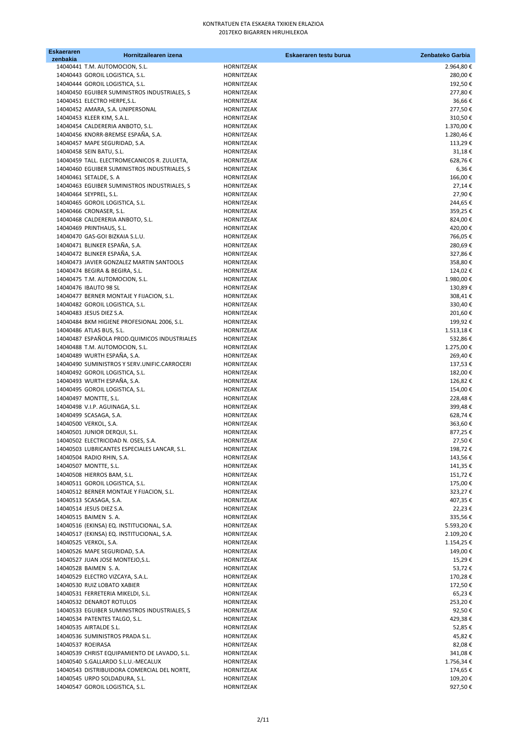KONTRATUEN ETA ESKAERA TXIKIEN ERLAZIOA
2017EKO BIGARREN HIRUHILEKOA

| Eskaeraren zenbakia | Hornitzailearen izena | Eskaeraren testu burua | Zenbateko Garbia |
|---|---|---|---|
| 14040441 | T.M. AUTOMOCION, S.L. | HORNITZEAK | 2.964,80 € |
| 14040443 | GOROIL LOGISTICA, S.L. | HORNITZEAK | 280,00 € |
| 14040444 | GOROIL LOGISTICA, S.L. | HORNITZEAK | 192,50 € |
| 14040450 | EGUIBER SUMINISTROS INDUSTRIALES, S | HORNITZEAK | 277,80 € |
| 14040451 | ELECTRO HERPE,S.L. | HORNITZEAK | 36,66 € |
| 14040452 | AMARA, S.A. UNIPERSONAL | HORNITZEAK | 277,50 € |
| 14040453 | KLEER KIM, S.A.L. | HORNITZEAK | 310,50 € |
| 14040454 | CALDERERIA ANBOTO, S.L. | HORNITZEAK | 1.370,00 € |
| 14040456 | KNORR-BREMSE ESPAÑA, S.A. | HORNITZEAK | 1.280,46 € |
| 14040457 | MAPE SEGURIDAD, S.A. | HORNITZEAK | 113,29 € |
| 14040458 | SEIN BATU, S.L. | HORNITZEAK | 31,18 € |
| 14040459 | TALL. ELECTROMECANICOS R. ZULUETA, | HORNITZEAK | 628,76 € |
| 14040460 | EGUIBER SUMINISTROS INDUSTRIALES, S | HORNITZEAK | 6,36 € |
| 14040461 | SETALDE, S. A | HORNITZEAK | 166,00 € |
| 14040463 | EGUIBER SUMINISTROS INDUSTRIALES, S | HORNITZEAK | 27,14 € |
| 14040464 | SEYPREL, S.L. | HORNITZEAK | 27,90 € |
| 14040465 | GOROIL LOGISTICA, S.L. | HORNITZEAK | 244,65 € |
| 14040466 | CRONASER, S.L. | HORNITZEAK | 359,25 € |
| 14040468 | CALDERERIA ANBOTO, S.L. | HORNITZEAK | 824,00 € |
| 14040469 | PRINTHAUS, S.L. | HORNITZEAK | 420,00 € |
| 14040470 | GAS-GOI BIZKAIA S.L.U. | HORNITZEAK | 766,05 € |
| 14040471 | BLINKER ESPAÑA, S.A. | HORNITZEAK | 280,69 € |
| 14040472 | BLINKER ESPAÑA, S.A. | HORNITZEAK | 327,86 € |
| 14040473 | JAVIER GONZALEZ MARTIN SANTOOLS | HORNITZEAK | 358,80 € |
| 14040474 | BEGIRA & BEGIRA, S.L. | HORNITZEAK | 124,02 € |
| 14040475 | T.M. AUTOMOCION, S.L. | HORNITZEAK | 1.980,00 € |
| 14040476 | IBAUTO 98 SL | HORNITZEAK | 130,89 € |
| 14040477 | BERNER MONTAJE Y FIJACION, S.L. | HORNITZEAK | 308,41 € |
| 14040482 | GOROIL LOGISTICA, S.L. | HORNITZEAK | 330,40 € |
| 14040483 | JESUS DIEZ S.A. | HORNITZEAK | 201,60 € |
| 14040484 | BKM HIGIENE PROFESIONAL 2006, S.L. | HORNITZEAK | 199,92 € |
| 14040486 | ATLAS BUS, S.L. | HORNITZEAK | 1.513,18 € |
| 14040487 | ESPAÑOLA PROD.QUIMICOS INDUSTRIALES | HORNITZEAK | 532,86 € |
| 14040488 | T.M. AUTOMOCION, S.L. | HORNITZEAK | 1.275,00 € |
| 14040489 | WURTH ESPAÑA, S.A. | HORNITZEAK | 269,40 € |
| 14040490 | SUMINISTROS Y SERV.UNIFIC.CARROCERI | HORNITZEAK | 137,53 € |
| 14040492 | GOROIL LOGISTICA, S.L. | HORNITZEAK | 182,00 € |
| 14040493 | WURTH ESPAÑA, S.A. | HORNITZEAK | 126,82 € |
| 14040495 | GOROIL LOGISTICA, S.L. | HORNITZEAK | 154,00 € |
| 14040497 | MONTTE, S.L. | HORNITZEAK | 228,48 € |
| 14040498 | V.I.P. AGUINAGA, S.L. | HORNITZEAK | 399,48 € |
| 14040499 | SCASAGA, S.A. | HORNITZEAK | 628,74 € |
| 14040500 | VERKOL, S.A. | HORNITZEAK | 363,60 € |
| 14040501 | JUNIOR DERQUI, S.L. | HORNITZEAK | 877,25 € |
| 14040502 | ELECTRICIDAD N. OSES, S.A. | HORNITZEAK | 27,50 € |
| 14040503 | LUBRICANTES ESPECIALES LANCAR, S.L. | HORNITZEAK | 198,72 € |
| 14040504 | RADIO RHIN, S.A. | HORNITZEAK | 143,56 € |
| 14040507 | MONTTE, S.L. | HORNITZEAK | 141,35 € |
| 14040508 | HIERROS BAM, S.L. | HORNITZEAK | 151,72 € |
| 14040511 | GOROIL LOGISTICA, S.L. | HORNITZEAK | 175,00 € |
| 14040512 | BERNER MONTAJE Y FIJACION, S.L. | HORNITZEAK | 323,27 € |
| 14040513 | SCASAGA, S.A. | HORNITZEAK | 407,35 € |
| 14040514 | JESUS DIEZ S.A. | HORNITZEAK | 22,23 € |
| 14040515 | BAIMEN S. A. | HORNITZEAK | 335,56 € |
| 14040516 | (EKINSA) EQ. INSTITUCIONAL, S.A. | HORNITZEAK | 5.593,20 € |
| 14040517 | (EKINSA) EQ. INSTITUCIONAL, S.A. | HORNITZEAK | 2.109,20 € |
| 14040525 | VERKOL, S.A. | HORNITZEAK | 1.154,25 € |
| 14040526 | MAPE SEGURIDAD, S.A. | HORNITZEAK | 149,00 € |
| 14040527 | JUAN JOSE MONTEJO,S.L. | HORNITZEAK | 15,29 € |
| 14040528 | BAIMEN S. A. | HORNITZEAK | 53,72 € |
| 14040529 | ELECTRO VIZCAYA, S.A.L. | HORNITZEAK | 170,28 € |
| 14040530 | RUIZ LOBATO XABIER | HORNITZEAK | 172,50 € |
| 14040531 | FERRETERIA MIKELDI, S.L. | HORNITZEAK | 65,23 € |
| 14040532 | DENAROT ROTULOS | HORNITZEAK | 253,20 € |
| 14040533 | EGUIBER SUMINISTROS INDUSTRIALES, S | HORNITZEAK | 92,50 € |
| 14040534 | PATENTES TALGO, S.L. | HORNITZEAK | 429,38 € |
| 14040535 | AIRTALDE S.L. | HORNITZEAK | 52,85 € |
| 14040536 | SUMINISTROS PRADA S.L. | HORNITZEAK | 45,82 € |
| 14040537 | ROEIRASA | HORNITZEAK | 82,08 € |
| 14040539 | CHRIST EQUIPAMIENTO DE LAVADO, S.L. | HORNITZEAK | 341,08 € |
| 14040540 | S.GALLARDO S.L.U.-MECALUX | HORNITZEAK | 1.756,34 € |
| 14040543 | DISTRIBUIDORA COMERCIAL DEL NORTE, | HORNITZEAK | 174,65 € |
| 14040545 | URPO SOLDADURA, S.L. | HORNITZEAK | 109,20 € |
| 14040547 | GOROIL LOGISTICA, S.L. | HORNITZEAK | 927,50 € |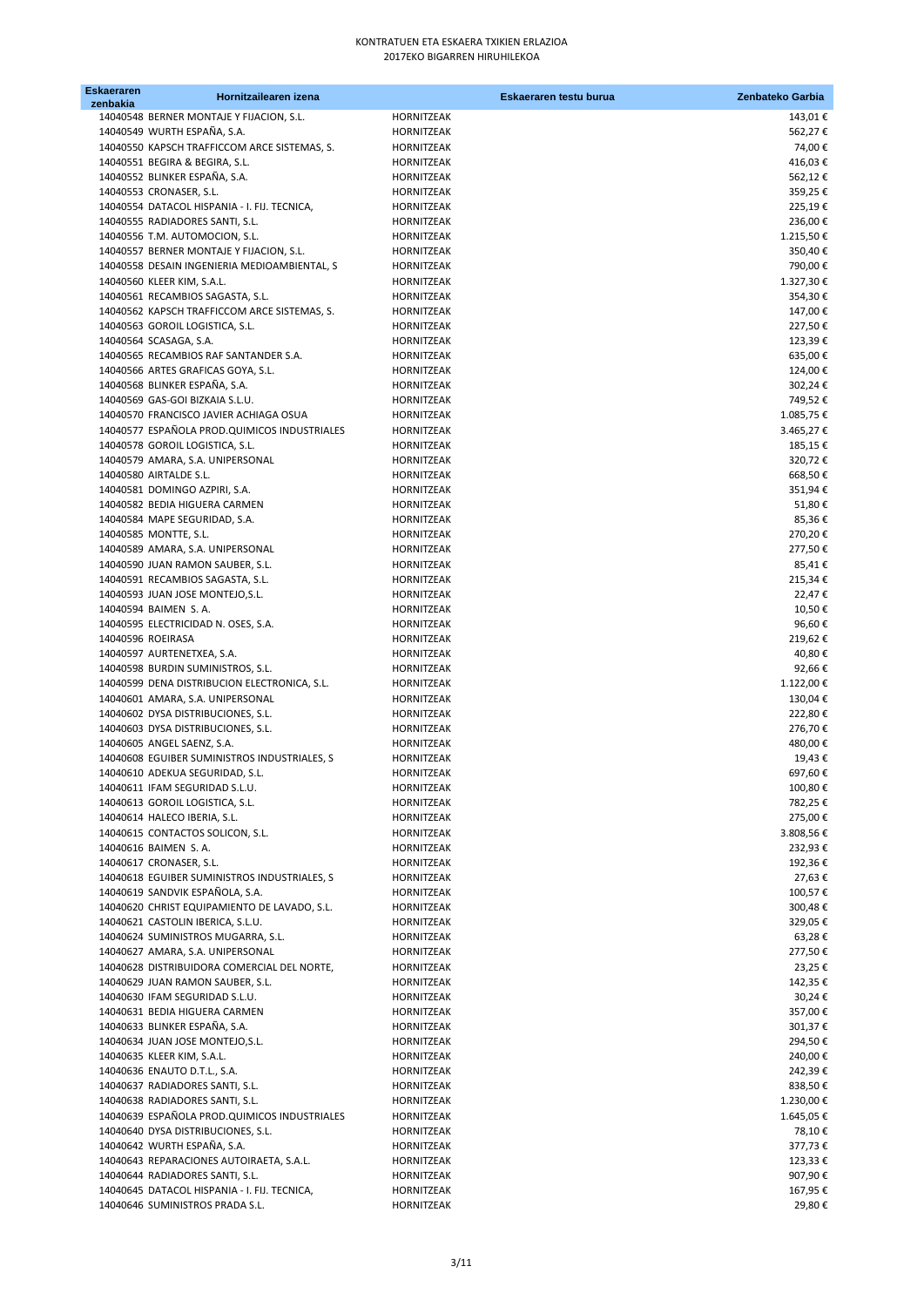KONTRATUEN ETA ESKAERA TXIKIEN ERLAZIOA
2017EKO BIGARREN HIRUHILEKOA

| Eskaeraren zenbakia | Hornitzailearen izena | Eskaeraren testu burua | Zenbateko Garbia |
|---|---|---|---|
| 14040548 | BERNER MONTAJE Y FIJACION, S.L. | HORNITZEAK | 143,01 € |
| 14040549 | WURTH ESPAÑA, S.A. | HORNITZEAK | 562,27 € |
| 14040550 | KAPSCH TRAFFICCOM ARCE SISTEMAS, S. | HORNITZEAK | 74,00 € |
| 14040551 | BEGIRA & BEGIRA, S.L. | HORNITZEAK | 416,03 € |
| 14040552 | BLINKER ESPAÑA, S.A. | HORNITZEAK | 562,12 € |
| 14040553 | CRONASER, S.L. | HORNITZEAK | 359,25 € |
| 14040554 | DATACOL HISPANIA - I. FIJ. TECNICA, | HORNITZEAK | 225,19 € |
| 14040555 | RADIADORES SANTI, S.L. | HORNITZEAK | 236,00 € |
| 14040556 | T.M. AUTOMOCION, S.L. | HORNITZEAK | 1.215,50 € |
| 14040557 | BERNER MONTAJE Y FIJACION, S.L. | HORNITZEAK | 350,40 € |
| 14040558 | DESAIN INGENIERIA MEDIOAMBIENTAL, S | HORNITZEAK | 790,00 € |
| 14040560 | KLEER KIM, S.A.L. | HORNITZEAK | 1.327,30 € |
| 14040561 | RECAMBIOS SAGASTA, S.L. | HORNITZEAK | 354,30 € |
| 14040562 | KAPSCH TRAFFICCOM ARCE SISTEMAS, S. | HORNITZEAK | 147,00 € |
| 14040563 | GOROIL LOGISTICA, S.L. | HORNITZEAK | 227,50 € |
| 14040564 | SCASAGA, S.A. | HORNITZEAK | 123,39 € |
| 14040565 | RECAMBIOS RAF SANTANDER S.A. | HORNITZEAK | 635,00 € |
| 14040566 | ARTES GRAFICAS GOYA, S.L. | HORNITZEAK | 124,00 € |
| 14040568 | BLINKER ESPAÑA, S.A. | HORNITZEAK | 302,24 € |
| 14040569 | GAS-GOI BIZKAIA S.L.U. | HORNITZEAK | 749,52 € |
| 14040570 | FRANCISCO JAVIER ACHIAGA OSUA | HORNITZEAK | 1.085,75 € |
| 14040577 | ESPAÑOLA PROD.QUIMICOS INDUSTRIALES | HORNITZEAK | 3.465,27 € |
| 14040578 | GOROIL LOGISTICA, S.L. | HORNITZEAK | 185,15 € |
| 14040579 | AMARA, S.A. UNIPERSONAL | HORNITZEAK | 320,72 € |
| 14040580 | AIRTALDE S.L. | HORNITZEAK | 668,50 € |
| 14040581 | DOMINGO AZPIRI, S.A. | HORNITZEAK | 351,94 € |
| 14040582 | BEDIA HIGUERA CARMEN | HORNITZEAK | 51,80 € |
| 14040584 | MAPE SEGURIDAD, S.A. | HORNITZEAK | 85,36 € |
| 14040585 | MONTTE, S.L. | HORNITZEAK | 270,20 € |
| 14040589 | AMARA, S.A. UNIPERSONAL | HORNITZEAK | 277,50 € |
| 14040590 | JUAN RAMON SAUBER, S.L. | HORNITZEAK | 85,41 € |
| 14040591 | RECAMBIOS SAGASTA, S.L. | HORNITZEAK | 215,34 € |
| 14040593 | JUAN JOSE MONTEJO,S.L. | HORNITZEAK | 22,47 € |
| 14040594 | BAIMEN S. A. | HORNITZEAK | 10,50 € |
| 14040595 | ELECTRICIDAD N. OSES, S.A. | HORNITZEAK | 96,60 € |
| 14040596 | ROEIRASA | HORNITZEAK | 219,62 € |
| 14040597 | AURTENETXEA, S.A. | HORNITZEAK | 40,80 € |
| 14040598 | BURDIN SUMINISTROS, S.L. | HORNITZEAK | 92,66 € |
| 14040599 | DENA DISTRIBUCION ELECTRONICA, S.L. | HORNITZEAK | 1.122,00 € |
| 14040601 | AMARA, S.A. UNIPERSONAL | HORNITZEAK | 130,04 € |
| 14040602 | DYSA DISTRIBUCIONES, S.L. | HORNITZEAK | 222,80 € |
| 14040603 | DYSA DISTRIBUCIONES, S.L. | HORNITZEAK | 276,70 € |
| 14040605 | ANGEL SAENZ, S.A. | HORNITZEAK | 480,00 € |
| 14040608 | EGUIBER SUMINISTROS INDUSTRIALES, S | HORNITZEAK | 19,43 € |
| 14040610 | ADEKUA SEGURIDAD, S.L. | HORNITZEAK | 697,60 € |
| 14040611 | IFAM SEGURIDAD S.L.U. | HORNITZEAK | 100,80 € |
| 14040613 | GOROIL LOGISTICA, S.L. | HORNITZEAK | 782,25 € |
| 14040614 | HALECO IBERIA, S.L. | HORNITZEAK | 275,00 € |
| 14040615 | CONTACTOS SOLICON, S.L. | HORNITZEAK | 3.808,56 € |
| 14040616 | BAIMEN S. A. | HORNITZEAK | 232,93 € |
| 14040617 | CRONASER, S.L. | HORNITZEAK | 192,36 € |
| 14040618 | EGUIBER SUMINISTROS INDUSTRIALES, S | HORNITZEAK | 27,63 € |
| 14040619 | SANDVIK ESPAÑOLA, S.A. | HORNITZEAK | 100,57 € |
| 14040620 | CHRIST EQUIPAMIENTO DE LAVADO, S.L. | HORNITZEAK | 300,48 € |
| 14040621 | CASTOLIN IBERICA, S.L.U. | HORNITZEAK | 329,05 € |
| 14040624 | SUMINISTROS MUGARRA, S.L. | HORNITZEAK | 63,28 € |
| 14040627 | AMARA, S.A. UNIPERSONAL | HORNITZEAK | 277,50 € |
| 14040628 | DISTRIBUIDORA COMERCIAL DEL NORTE, | HORNITZEAK | 23,25 € |
| 14040629 | JUAN RAMON SAUBER, S.L. | HORNITZEAK | 142,35 € |
| 14040630 | IFAM SEGURIDAD S.L.U. | HORNITZEAK | 30,24 € |
| 14040631 | BEDIA HIGUERA CARMEN | HORNITZEAK | 357,00 € |
| 14040633 | BLINKER ESPAÑA, S.A. | HORNITZEAK | 301,37 € |
| 14040634 | JUAN JOSE MONTEJO,S.L. | HORNITZEAK | 294,50 € |
| 14040635 | KLEER KIM, S.A.L. | HORNITZEAK | 240,00 € |
| 14040636 | ENAUTO D.T.L., S.A. | HORNITZEAK | 242,39 € |
| 14040637 | RADIADORES SANTI, S.L. | HORNITZEAK | 838,50 € |
| 14040638 | RADIADORES SANTI, S.L. | HORNITZEAK | 1.230,00 € |
| 14040639 | ESPAÑOLA PROD.QUIMICOS INDUSTRIALES | HORNITZEAK | 1.645,05 € |
| 14040640 | DYSA DISTRIBUCIONES, S.L. | HORNITZEAK | 78,10 € |
| 14040642 | WURTH ESPAÑA, S.A. | HORNITZEAK | 377,73 € |
| 14040643 | REPARACIONES AUTOIRAETA, S.A.L. | HORNITZEAK | 123,33 € |
| 14040644 | RADIADORES SANTI, S.L. | HORNITZEAK | 907,90 € |
| 14040645 | DATACOL HISPANIA - I. FIJ. TECNICA, | HORNITZEAK | 167,95 € |
| 14040646 | SUMINISTROS PRADA S.L. | HORNITZEAK | 29,80 € |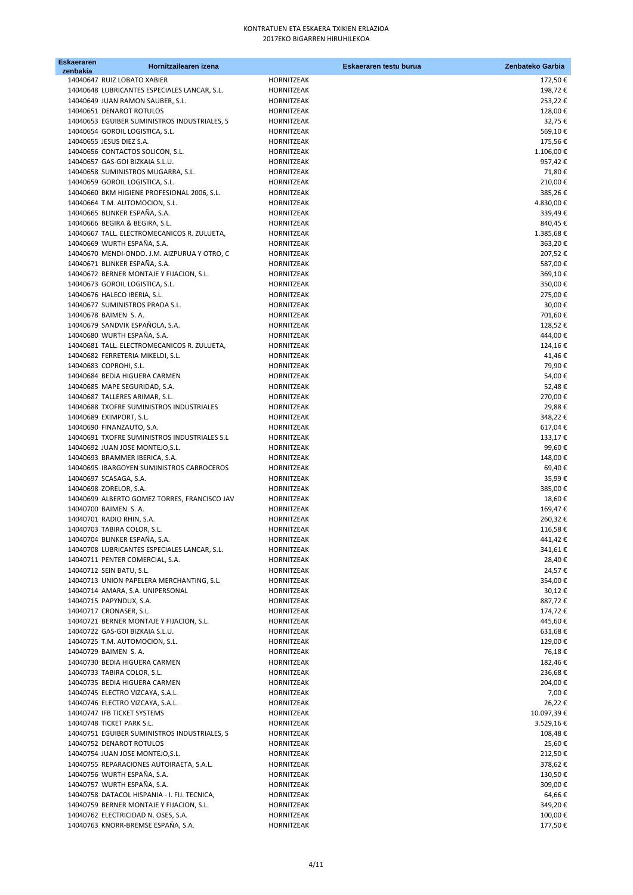KONTRATUEN ETA ESKAERA TXIKIEN ERLAZIOA
2017EKO BIGARREN HIRUHILEKOA

| Eskaeraren zenbakia | Hornitzailearen izena | | Eskaeraren testu burua | Zenbateko Garbia |
|---|---|---|---|---|
| 14040647 | RUIZ LOBATO XABIER | HORNITZEAK | | 172,50 € |
| 14040648 | LUBRICANTES ESPECIALES LANCAR, S.L. | HORNITZEAK | | 198,72 € |
| 14040649 | JUAN RAMON SAUBER, S.L. | HORNITZEAK | | 253,22 € |
| 14040651 | DENAROT ROTULOS | HORNITZEAK | | 128,00 € |
| 14040653 | EGUIBER SUMINISTROS INDUSTRIALES, S | HORNITZEAK | | 32,75 € |
| 14040654 | GOROIL LOGISTICA, S.L. | HORNITZEAK | | 569,10 € |
| 14040655 | JESUS DIEZ S.A. | HORNITZEAK | | 175,56 € |
| 14040656 | CONTACTOS SOLICON, S.L. | HORNITZEAK | | 1.106,00 € |
| 14040657 | GAS-GOI BIZKAIA S.L.U. | HORNITZEAK | | 957,42 € |
| 14040658 | SUMINISTROS MUGARRA, S.L. | HORNITZEAK | | 71,80 € |
| 14040659 | GOROIL LOGISTICA, S.L. | HORNITZEAK | | 210,00 € |
| 14040660 | BKM HIGIENE PROFESIONAL 2006, S.L. | HORNITZEAK | | 385,26 € |
| 14040664 | T.M. AUTOMOCION, S.L. | HORNITZEAK | | 4.830,00 € |
| 14040665 | BLINKER ESPAÑA, S.A. | HORNITZEAK | | 339,49 € |
| 14040666 | BEGIRA & BEGIRA, S.L. | HORNITZEAK | | 840,45 € |
| 14040667 | TALL. ELECTROMECANICOS R. ZULUETA, | HORNITZEAK | | 1.385,68 € |
| 14040669 | WURTH ESPAÑA, S.A. | HORNITZEAK | | 363,20 € |
| 14040670 | MENDI-ONDO. J.M. AIZPURUA Y OTRO, C | HORNITZEAK | | 207,52 € |
| 14040671 | BLINKER ESPAÑA, S.A. | HORNITZEAK | | 587,00 € |
| 14040672 | BERNER MONTAJE Y FIJACION, S.L. | HORNITZEAK | | 369,10 € |
| 14040673 | GOROIL LOGISTICA, S.L. | HORNITZEAK | | 350,00 € |
| 14040676 | HALECO IBERIA, S.L. | HORNITZEAK | | 275,00 € |
| 14040677 | SUMINISTROS PRADA S.L. | HORNITZEAK | | 30,00 € |
| 14040678 | BAIMEN S. A. | HORNITZEAK | | 701,60 € |
| 14040679 | SANDVIK ESPAÑOLA, S.A. | HORNITZEAK | | 128,52 € |
| 14040680 | WURTH ESPAÑA, S.A. | HORNITZEAK | | 444,00 € |
| 14040681 | TALL. ELECTROMECANICOS R. ZULUETA, | HORNITZEAK | | 124,16 € |
| 14040682 | FERRETERIA MIKELDI, S.L. | HORNITZEAK | | 41,46 € |
| 14040683 | COPROHI, S.L. | HORNITZEAK | | 79,90 € |
| 14040684 | BEDIA HIGUERA CARMEN | HORNITZEAK | | 54,00 € |
| 14040685 | MAPE SEGURIDAD, S.A. | HORNITZEAK | | 52,48 € |
| 14040687 | TALLERES ARIMAR, S.L. | HORNITZEAK | | 270,00 € |
| 14040688 | TXOFRE SUMINISTROS INDUSTRIALES | HORNITZEAK | | 29,88 € |
| 14040689 | EXIMPORT, S.L. | HORNITZEAK | | 348,22 € |
| 14040690 | FINANZAUTO, S.A. | HORNITZEAK | | 617,04 € |
| 14040691 | TXOFRE SUMINISTROS INDUSTRIALES S.L | HORNITZEAK | | 133,17 € |
| 14040692 | JUAN JOSE MONTEJO,S.L. | HORNITZEAK | | 99,60 € |
| 14040693 | BRAMMER IBERICA, S.A. | HORNITZEAK | | 148,00 € |
| 14040695 | IBARGOYEN SUMINISTROS CARROCEROS | HORNITZEAK | | 69,40 € |
| 14040697 | SCASAGA, S.A. | HORNITZEAK | | 35,99 € |
| 14040698 | ZORELOR, S.A. | HORNITZEAK | | 385,00 € |
| 14040699 | ALBERTO GOMEZ TORRES, FRANCISCO JAV | HORNITZEAK | | 18,60 € |
| 14040700 | BAIMEN S. A. | HORNITZEAK | | 169,47 € |
| 14040701 | RADIO RHIN, S.A. | HORNITZEAK | | 260,32 € |
| 14040703 | TABIRA COLOR, S.L. | HORNITZEAK | | 116,58 € |
| 14040704 | BLINKER ESPAÑA, S.A. | HORNITZEAK | | 441,42 € |
| 14040708 | LUBRICANTES ESPECIALES LANCAR, S.L. | HORNITZEAK | | 341,61 € |
| 14040711 | PENTER COMERCIAL, S.A. | HORNITZEAK | | 28,40 € |
| 14040712 | SEIN BATU, S.L. | HORNITZEAK | | 24,57 € |
| 14040713 | UNION PAPELERA MERCHANTING, S.L. | HORNITZEAK | | 354,00 € |
| 14040714 | AMARA, S.A. UNIPERSONAL | HORNITZEAK | | 30,12 € |
| 14040715 | PAPYNDUX, S.A. | HORNITZEAK | | 887,72 € |
| 14040717 | CRONASER, S.L. | HORNITZEAK | | 174,72 € |
| 14040721 | BERNER MONTAJE Y FIJACION, S.L. | HORNITZEAK | | 445,60 € |
| 14040722 | GAS-GOI BIZKAIA S.L.U. | HORNITZEAK | | 631,68 € |
| 14040725 | T.M. AUTOMOCION, S.L. | HORNITZEAK | | 129,00 € |
| 14040729 | BAIMEN S. A. | HORNITZEAK | | 76,18 € |
| 14040730 | BEDIA HIGUERA CARMEN | HORNITZEAK | | 182,46 € |
| 14040733 | TABIRA COLOR, S.L. | HORNITZEAK | | 236,68 € |
| 14040735 | BEDIA HIGUERA CARMEN | HORNITZEAK | | 204,00 € |
| 14040745 | ELECTRO VIZCAYA, S.A.L. | HORNITZEAK | | 7,00 € |
| 14040746 | ELECTRO VIZCAYA, S.A.L. | HORNITZEAK | | 26,22 € |
| 14040747 | IFB TICKET SYSTEMS | HORNITZEAK | | 10.097,39 € |
| 14040748 | TICKET PARK S.L. | HORNITZEAK | | 3.529,16 € |
| 14040751 | EGUIBER SUMINISTROS INDUSTRIALES, S | HORNITZEAK | | 108,48 € |
| 14040752 | DENAROT ROTULOS | HORNITZEAK | | 25,60 € |
| 14040754 | JUAN JOSE MONTEJO,S.L. | HORNITZEAK | | 212,50 € |
| 14040755 | REPARACIONES AUTOIRAETA, S.A.L. | HORNITZEAK | | 378,62 € |
| 14040756 | WURTH ESPAÑA, S.A. | HORNITZEAK | | 130,50 € |
| 14040757 | WURTH ESPAÑA, S.A. | HORNITZEAK | | 309,00 € |
| 14040758 | DATACOL HISPANIA - I. FIJ. TECNICA, | HORNITZEAK | | 64,66 € |
| 14040759 | BERNER MONTAJE Y FIJACION, S.L. | HORNITZEAK | | 349,20 € |
| 14040762 | ELECTRICIDAD N. OSES, S.A. | HORNITZEAK | | 100,00 € |
| 14040763 | KNORR-BREMSE ESPAÑA, S.A. | HORNITZEAK | | 177,50 € |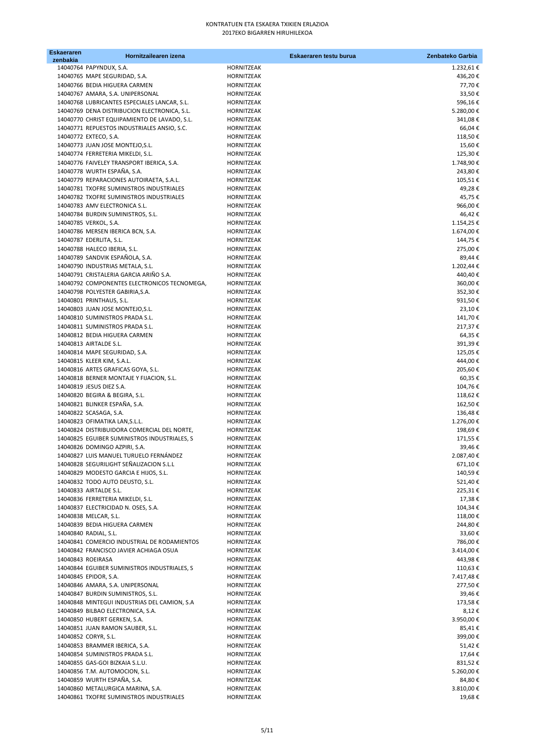KONTRATUEN ETA ESKAERA TXIKIEN ERLAZIOA
2017EKO BIGARREN HIRUHILEKOA

| Eskaeraren zenbakia | Hornitzailearen izena | Eskaeraren testu burua | Zenbateko Garbia |
|---|---|---|---|
| 14040764 | PAPYNDUX, S.A. | HORNITZEAK | 1.232,61 € |
| 14040765 | MAPE SEGURIDAD, S.A. | HORNITZEAK | 436,20 € |
| 14040766 | BEDIA HIGUERA CARMEN | HORNITZEAK | 77,70 € |
| 14040767 | AMARA, S.A. UNIPERSONAL | HORNITZEAK | 33,50 € |
| 14040768 | LUBRICANTES ESPECIALES LANCAR, S.L. | HORNITZEAK | 596,16 € |
| 14040769 | DENA DISTRIBUCION ELECTRONICA, S.L. | HORNITZEAK | 5.280,00 € |
| 14040770 | CHRIST EQUIPAMIENTO DE LAVADO, S.L. | HORNITZEAK | 341,08 € |
| 14040771 | REPUESTOS INDUSTRIALES ANSIO, S.C. | HORNITZEAK | 66,04 € |
| 14040772 | EXTECO, S.A. | HORNITZEAK | 118,50 € |
| 14040773 | JUAN JOSE MONTEJO,S.L. | HORNITZEAK | 15,60 € |
| 14040774 | FERRETERIA MIKELDI, S.L. | HORNITZEAK | 125,30 € |
| 14040776 | FAIVELEY TRANSPORT IBERICA, S.A. | HORNITZEAK | 1.748,90 € |
| 14040778 | WURTH ESPAÑA, S.A. | HORNITZEAK | 243,80 € |
| 14040779 | REPARACIONES AUTOIRAETA, S.A.L. | HORNITZEAK | 105,51 € |
| 14040781 | TXOFRE SUMINISTROS INDUSTRIALES | HORNITZEAK | 49,28 € |
| 14040782 | TXOFRE SUMINISTROS INDUSTRIALES | HORNITZEAK | 45,75 € |
| 14040783 | AMV ELECTRONICA S.L. | HORNITZEAK | 966,00 € |
| 14040784 | BURDIN SUMINISTROS, S.L. | HORNITZEAK | 46,42 € |
| 14040785 | VERKOL, S.A. | HORNITZEAK | 1.154,25 € |
| 14040786 | MERSEN IBERICA BCN, S.A. | HORNITZEAK | 1.674,00 € |
| 14040787 | EDERLITA, S.L. | HORNITZEAK | 144,75 € |
| 14040788 | HALECO IBERIA, S.L. | HORNITZEAK | 275,00 € |
| 14040789 | SANDVIK ESPAÑOLA, S.A. | HORNITZEAK | 89,44 € |
| 14040790 | INDUSTRIAS METALA, S.L. | HORNITZEAK | 1.202,44 € |
| 14040791 | CRISTALERIA GARCIA ARIÑO S.A. | HORNITZEAK | 440,40 € |
| 14040792 | COMPONENTES ELECTRONICOS TECNOMEGA, | HORNITZEAK | 360,00 € |
| 14040798 | POLYESTER GABIRIA,S.A. | HORNITZEAK | 352,30 € |
| 14040801 | PRINTHAUS, S.L. | HORNITZEAK | 931,50 € |
| 14040803 | JUAN JOSE MONTEJO,S.L. | HORNITZEAK | 23,10 € |
| 14040810 | SUMINISTROS PRADA S.L. | HORNITZEAK | 141,70 € |
| 14040811 | SUMINISTROS PRADA S.L. | HORNITZEAK | 217,37 € |
| 14040812 | BEDIA HIGUERA CARMEN | HORNITZEAK | 64,35 € |
| 14040813 | AIRTALDE S.L. | HORNITZEAK | 391,39 € |
| 14040814 | MAPE SEGURIDAD, S.A. | HORNITZEAK | 125,05 € |
| 14040815 | KLEER KIM, S.A.L. | HORNITZEAK | 444,00 € |
| 14040816 | ARTES GRAFICAS GOYA, S.L. | HORNITZEAK | 205,60 € |
| 14040818 | BERNER MONTAJE Y FIJACION, S.L. | HORNITZEAK | 60,35 € |
| 14040819 | JESUS DIEZ S.A. | HORNITZEAK | 104,76 € |
| 14040820 | BEGIRA & BEGIRA, S.L. | HORNITZEAK | 118,62 € |
| 14040821 | BLINKER ESPAÑA, S.A. | HORNITZEAK | 162,50 € |
| 14040822 | SCASAGA, S.A. | HORNITZEAK | 136,48 € |
| 14040823 | OFIMATIKA LAN,S.L.L. | HORNITZEAK | 1.276,00 € |
| 14040824 | DISTRIBUIDORA COMERCIAL DEL NORTE, | HORNITZEAK | 198,69 € |
| 14040825 | EGUIBER SUMINISTROS INDUSTRIALES, S | HORNITZEAK | 171,55 € |
| 14040826 | DOMINGO AZPIRI, S.A. | HORNITZEAK | 39,46 € |
| 14040827 | LUIS MANUEL TURUELO FERNÁNDEZ | HORNITZEAK | 2.087,40 € |
| 14040828 | SEGURILIGHT SEÑALIZACION S.L.L | HORNITZEAK | 671,10 € |
| 14040829 | MODESTO GARCIA E HIJOS, S.L. | HORNITZEAK | 140,59 € |
| 14040832 | TODO AUTO DEUSTO, S.L. | HORNITZEAK | 521,40 € |
| 14040833 | AIRTALDE S.L. | HORNITZEAK | 225,31 € |
| 14040836 | FERRETERIA MIKELDI, S.L. | HORNITZEAK | 17,38 € |
| 14040837 | ELECTRICIDAD N. OSES, S.A. | HORNITZEAK | 104,34 € |
| 14040838 | MELCAR, S.L. | HORNITZEAK | 118,00 € |
| 14040839 | BEDIA HIGUERA CARMEN | HORNITZEAK | 244,80 € |
| 14040840 | RADIAL, S.L. | HORNITZEAK | 33,60 € |
| 14040841 | COMERCIO INDUSTRIAL DE RODAMIENTOS | HORNITZEAK | 786,00 € |
| 14040842 | FRANCISCO JAVIER ACHIAGA OSUA | HORNITZEAK | 3.414,00 € |
| 14040843 | ROEIRASA | HORNITZEAK | 443,98 € |
| 14040844 | EGUIBER SUMINISTROS INDUSTRIALES, S | HORNITZEAK | 110,63 € |
| 14040845 | EPIDOR, S.A. | HORNITZEAK | 7.417,48 € |
| 14040846 | AMARA, S.A. UNIPERSONAL | HORNITZEAK | 277,50 € |
| 14040847 | BURDIN SUMINISTROS, S.L. | HORNITZEAK | 39,46 € |
| 14040848 | MINTEGUI INDUSTRIAS DEL CAMION, S.A | HORNITZEAK | 173,58 € |
| 14040849 | BILBAO ELECTRONICA, S.A. | HORNITZEAK | 8,12 € |
| 14040850 | HUBERT GERKEN, S.A. | HORNITZEAK | 3.950,00 € |
| 14040851 | JUAN RAMON SAUBER, S.L. | HORNITZEAK | 85,41 € |
| 14040852 | CORYR, S.L. | HORNITZEAK | 399,00 € |
| 14040853 | BRAMMER IBERICA, S.A. | HORNITZEAK | 51,42 € |
| 14040854 | SUMINISTROS PRADA S.L. | HORNITZEAK | 17,64 € |
| 14040855 | GAS-GOI BIZKAIA S.L.U. | HORNITZEAK | 831,52 € |
| 14040856 | T.M. AUTOMOCION, S.L. | HORNITZEAK | 5.260,00 € |
| 14040859 | WURTH ESPAÑA, S.A. | HORNITZEAK | 84,80 € |
| 14040860 | METALURGICA MARINA, S.A. | HORNITZEAK | 3.810,00 € |
| 14040861 | TXOFRE SUMINISTROS INDUSTRIALES | HORNITZEAK | 19,68 € |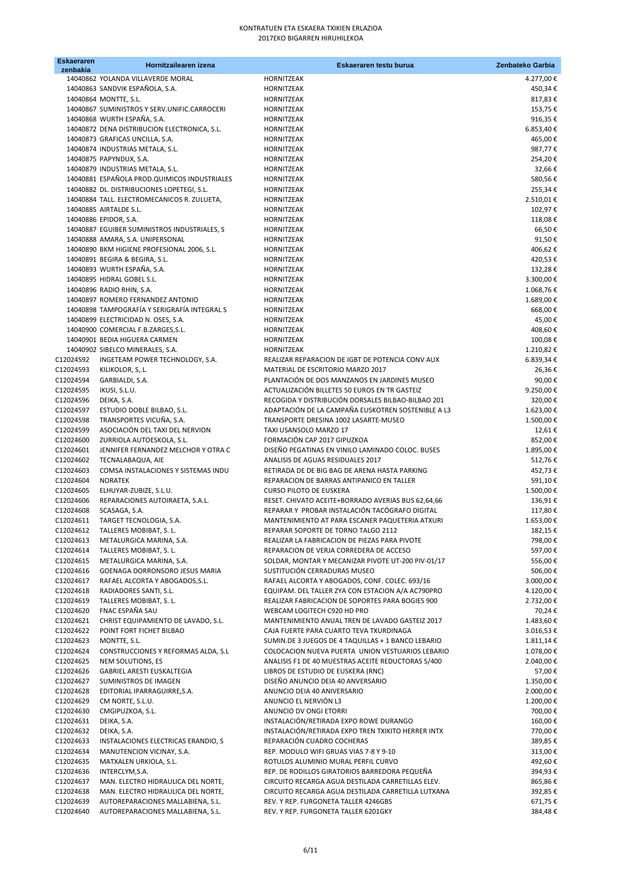KONTRATUEN ETA ESKAERA TXIKIEN ERLAZIOA
2017EKO BIGARREN HIRUHILEKOA

| Eskaeraren zenbakia | Hornitzailearen izena | Eskaeraren testu burua | Zenbateko Garbia |
|---|---|---|---|
| 14040862 | YOLANDA VILLAVERDE MORAL | HORNITZEAK | 4.277,00 € |
| 14040863 | SANDVIK ESPAÑOLA, S.A. | HORNITZEAK | 450,34 € |
| 14040864 | MONTTE, S.L. | HORNITZEAK | 817,83 € |
| 14040867 | SUMINISTROS Y SERV.UNIFIC.CARROCERI | HORNITZEAK | 153,75 € |
| 14040868 | WURTH ESPAÑA, S.A. | HORNITZEAK | 916,35 € |
| 14040872 | DENA DISTRIBUCION ELECTRONICA, S.L. | HORNITZEAK | 6.853,40 € |
| 14040873 | GRAFICAS UNCILLA, S.A. | HORNITZEAK | 465,00 € |
| 14040874 | INDUSTRIAS METALA, S.L. | HORNITZEAK | 987,77 € |
| 14040875 | PAPYNDUX, S.A. | HORNITZEAK | 254,20 € |
| 14040879 | INDUSTRIAS METALA, S.L. | HORNITZEAK | 32,66 € |
| 14040881 | ESPAÑOLA PROD.QUIMICOS INDUSTRIALES | HORNITZEAK | 580,56 € |
| 14040882 | DL. DISTRIBUCIONES LOPETEGI, S.L. | HORNITZEAK | 255,34 € |
| 14040884 | TALL. ELECTROMECANICOS R. ZULUETA, | HORNITZEAK | 2.510,01 € |
| 14040885 | AIRTALDE S.L. | HORNITZEAK | 102,97 € |
| 14040886 | EPIDOR, S.A. | HORNITZEAK | 118,08 € |
| 14040887 | EGUIBER SUMINISTROS INDUSTRIALES, S | HORNITZEAK | 66,50 € |
| 14040888 | AMARA, S.A. UNIPERSONAL | HORNITZEAK | 91,50 € |
| 14040890 | BKM HIGIENE PROFESIONAL 2006, S.L. | HORNITZEAK | 406,62 € |
| 14040891 | BEGIRA & BEGIRA, S.L. | HORNITZEAK | 420,53 € |
| 14040893 | WURTH ESPAÑA, S.A. | HORNITZEAK | 132,28 € |
| 14040895 | HIDRAL GOBEL S.L. | HORNITZEAK | 3.300,00 € |
| 14040896 | RADIO RHIN, S.A. | HORNITZEAK | 1.068,76 € |
| 14040897 | ROMERO FERNANDEZ ANTONIO | HORNITZEAK | 1.689,00 € |
| 14040898 | TAMPOGRAFÍA Y SERIGRAFÍA INTEGRAL S | HORNITZEAK | 668,00 € |
| 14040899 | ELECTRICIDAD N. OSES, S.A. | HORNITZEAK | 45,00 € |
| 14040900 | COMERCIAL F.B.ZARGES,S.L. | HORNITZEAK | 408,60 € |
| 14040901 | BEDIA HIGUERA CARMEN | HORNITZEAK | 100,08 € |
| 14040902 | SIBELCO MINERALES, S.A. | HORNITZEAK | 1.210,82 € |
| C12024592 | INGETEAM POWER TECHNOLOGY, S.A. | REALIZAR REPARACION DE IGBT DE POTENCIA CONV AUX | 6.839,34 € |
| C12024593 | KILIKOLOR, S,.L. | MATERIAL DE ESCRITORIO MARZO 2017 | 26,36 € |
| C12024594 | GARBIALDI, S.A. | PLANTACIÓN DE DOS MANZANOS EN JARDINES MUSEO | 90,00 € |
| C12024595 | IKUSI, S.L.U. | ACTUALIZACIÓN BILLETES 50 EUROS EN TR GASTEIZ | 9.250,00 € |
| C12024596 | DEIKA, S.A. | RECOGIDA Y DISTRIBUCIÓN DORSALES BILBAO-BILBAO 201 | 320,00 € |
| C12024597 | ESTUDIO DOBLE BILBAO, S.L. | ADAPTACIÓN DE LA CAMPAÑA EUSKOTREN SOSTENIBLE A L3 | 1.623,00 € |
| C12024598 | TRANSPORTES VICUÑA, S.A. | TRANSPORTE DRESINA 1002 LASARTE-MUSEO | 1.500,00 € |
| C12024599 | ASOCIACIÓN DEL TAXI DEL NERVION | TAXI USANSOLO MARZO 17 | 12,61 € |
| C12024600 | ZURRIOLA AUTOESKOLA, S.L. | FORMACIÓN CAP 2017 GIPUZKOA | 852,00 € |
| C12024601 | JENNIFER FERNANDEZ MELCHOR Y OTRA C | DISEÑO PEGATINAS EN VINILO LAMINADO COLOC. BUSES | 1.895,00 € |
| C12024602 | TECNALABAQUA, AIE | ANALISIS DE AGUAS RESIDUALES 2017 | 512,76 € |
| C12024603 | COMSA INSTALACIONES Y SISTEMAS INDU | RETIRADA DE DE BIG BAG DE ARENA HASTA PARKING | 452,73 € |
| C12024604 | NORATEK | REPARACION DE BARRAS ANTIPANICO EN TALLER | 591,10 € |
| C12024605 | ELHUYAR-ZUBIZE, S.L.U. | CURSO PILOTO DE EUSKERA | 1.500,00 € |
| C12024606 | REPARACIONES AUTOIRAETA, S.A.L. | RESET. CHIVATO ACEITE+BORRADO AVERIAS BUS 62,64,66 | 136,91 € |
| C12024608 | SCASAGA, S.A. | REPARAR Y PROBAR INSTALACIÓN TACÓGRAFO DIGITAL | 117,80 € |
| C12024611 | TARGET TECNOLOGIA, S.A. | MANTENIMIENTO AT PARA ESCANER PAQUETERIA ATXURI | 1.653,00 € |
| C12024612 | TALLERES MOBIBAT, S. L. | REPARAR SOPORTE DE TORNO TALGO 2112 | 182,15 € |
| C12024613 | METALURGICA MARINA, S.A. | REALIZAR LA FABRICACION DE PIEZAS PARA PIVOTE | 798,00 € |
| C12024614 | TALLERES MOBIBAT, S. L. | REPARACION DE VERJA CORREDERA DE ACCESO | 597,00 € |
| C12024615 | METALURGICA MARINA, S.A. | SOLDAR, MONTAR Y MECANIZAR PIVOTE UT-200 PIV-01/17 | 556,00 € |
| C12024616 | GOENAGA DORRONSORO JESUS MARIA | SUSTITUCIÓN CERRADURAS MUSEO | 506,00 € |
| C12024617 | RAFAEL ALCORTA Y ABOGADOS,S.L. | RAFAEL ALCORTA Y ABOGADOS, CONF. COLEC. 693/16 | 3.000,00 € |
| C12024618 | RADIADORES SANTI, S.L. | EQUIPAM. DEL TALLER ZYA CON ESTACION A/A AC790PRO | 4.120,00 € |
| C12024619 | TALLERES MOBIBAT, S. L. | REALIZAR FABRICACION DE SOPORTES PARA BOGIES 900 | 2.732,00 € |
| C12024620 | FNAC ESPAÑA SAU | WEBCAM LOGITECH C920 HD PRO | 70,24 € |
| C12024621 | CHRIST EQUIPAMIENTO DE LAVADO, S.L. | MANTENIMIENTO ANUAL TREN DE LAVADO GASTEIZ 2017 | 1.483,60 € |
| C12024622 | POINT FORT FICHET BILBAO | CAJA FUERTE PARA CUARTO TEVA TXURDINAGA | 3.016,53 € |
| C12024623 | MONTTE, S.L. | SUMIN.DE 3 JUEGOS DE 4 TAQUILLAS + 1 BANCO LEBARIO | 1.811,14 € |
| C12024624 | CONSTRUCCIONES Y REFORMAS ALDA, S.L | COLOCACION NUEVA PUERTA UNION VESTUARIOS LEBARIO | 1.078,00 € |
| C12024625 | NEM SOLUTIONS, ES | ANALISIS F1 DE 40 MUESTRAS ACEITE REDUCTORAS S/400 | 2.040,00 € |
| C12024626 | GABRIEL ARESTI EUSKALTEGIA | LIBROS DE ESTUDIO DE EUSKERA (RNC) | 57,00 € |
| C12024627 | SUMINISTROS DE IMAGEN | DISEÑO ANUNCIO DEIA 40 ANVERSARIO | 1.350,00 € |
| C12024628 | EDITORIAL IPARRAGUIRRE,S.A. | ANUNCIO DEIA 40 ANIVERSARIO | 2.000,00 € |
| C12024629 | CM NORTE, S.L.U. | ANUNCIO EL NERVIÓN L3 | 1.200,00 € |
| C12024630 | CMGIPUZKOA, S.L. | ANUNCIO DV ONGI ETORRI | 700,00 € |
| C12024631 | DEIKA, S.A. | INSTALACIÓN/RETIRADA EXPO ROWE DURANGO | 160,00 € |
| C12024632 | DEIKA, S.A. | INSTALACIÓN/RETIRADA EXPO TREN TXIKITO HERRER INTX | 770,00 € |
| C12024633 | INSTALACIONES ELECTRICAS ERANDIO, S | REPARACIÓN CUADRO COCHERAS | 389,85 € |
| C12024634 | MANUTENCION VICINAY, S.A. | REP. MODULO WIFI GRUAS VIAS 7-8 Y 9-10 | 313,00 € |
| C12024635 | MATXALEN URKIOLA, S.L. | ROTULOS ALUMINIO MURAL PERFIL CURVO | 492,60 € |
| C12024636 | INTERCLYM,S.A. | REP. DE RODILLOS GIRATORIOS BARREDORA PEQUEÑA | 394,93 € |
| C12024637 | MAN. ELECTRO HIDRAULICA DEL NORTE, | CIRCUITO RECARGA AGUA DESTILADA CARRETILLAS ELEV. | 865,86 € |
| C12024638 | MAN. ELECTRO HIDRAULICA DEL NORTE, | CIRCUITO RECARGA AGUA DESTILADA CARRETILLA LUTXANA | 392,85 € |
| C12024639 | AUTOREPARACIONES MALLABIENA, S.L. | REV. Y REP. FURGONETA TALLER 4246GBS | 671,75 € |
| C12024640 | AUTOREPARACIONES MALLABIENA, S.L. | REV. Y REP. FURGONETA TALLER 6201GKY | 384,48 € |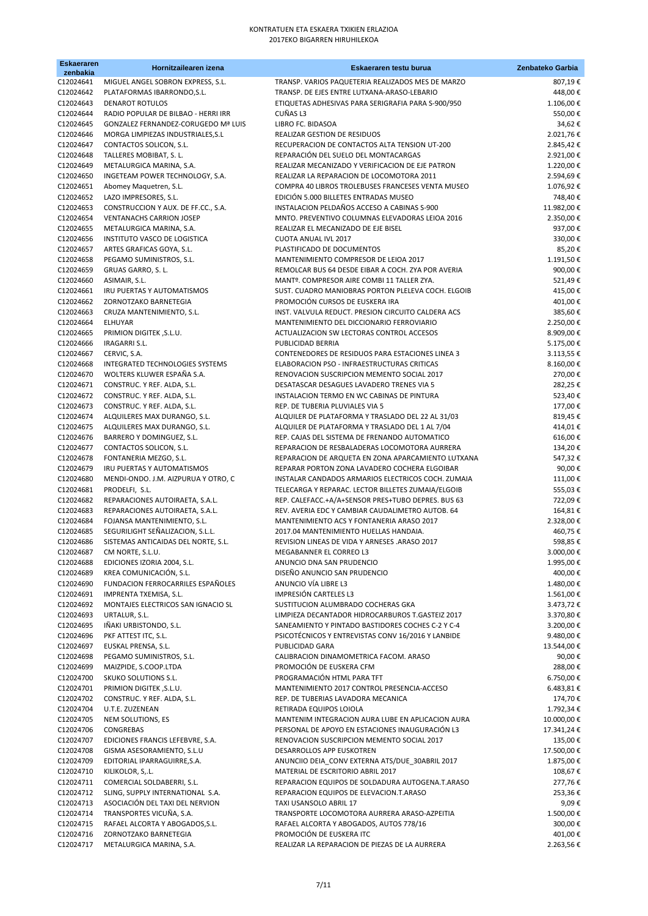KONTRATUEN ETA ESKAERA TXIKIEN ERLAZIOA
2017EKO BIGARREN HIRUHILEKOA

| Eskaeraren zenbakia | Hornitzailearen izena | Eskaeraren testu burua | Zenbateko Garbia |
|---|---|---|---|
| C12024641 | MIGUEL ANGEL SOBRON EXPRESS, S.L. | TRANSP. VARIOS PAQUETERIA REALIZADOS MES DE MARZO | 807,19 € |
| C12024642 | PLATAFORMAS IBARRONDO,S.L. | TRANSP. DE EJES ENTRE LUTXANA-ARASO-LEBARIO | 448,00 € |
| C12024643 | DENAROT ROTULOS | ETIQUETAS ADHESIVAS PARA SERIGRAFIA PARA S-900/950 | 1.106,00 € |
| C12024644 | RADIO POPULAR DE BILBAO - HERRI IRR | CUÑAS L3 | 550,00 € |
| C12024645 | GONZALEZ FERNANDEZ-CORUGEDO Mª LUIS | LIBRO FC. BIDASOA | 34,62 € |
| C12024646 | MORGA LIMPIEZAS INDUSTRIALES,S.L | REALIZAR GESTION DE RESIDUOS | 2.021,76 € |
| C12024647 | CONTACTOS SOLICON, S.L. | RECUPERACION DE CONTACTOS ALTA TENSION UT-200 | 2.845,42 € |
| C12024648 | TALLERES MOBIBAT, S. L. | REPARACIÓN DEL SUELO DEL MONTACARGAS | 2.921,00 € |
| C12024649 | METALURGICA MARINA, S.A. | REALIZAR MECANIZADO Y VERIFICACION DE EJE PATRON | 1.220,00 € |
| C12024650 | INGETEAM POWER TECHNOLOGY, S.A. | REALIZAR LA REPARACION DE LOCOMOTORA 2011 | 2.594,69 € |
| C12024651 | Abomey Maquetren, S.L. | COMPRA 40 LIBROS TROLEBUSES FRANCESES VENTA MUSEO | 1.076,92 € |
| C12024652 | LAZO IMPRESORES, S.L. | EDICIÓN 5.000 BILLETES ENTRADAS MUSEO | 748,40 € |
| C12024653 | CONSTRUCCION Y AUX. DE FF.CC., S.A. | INSTALACION PELDAÑOS ACCESO A CABINAS S-900 | 11.982,00 € |
| C12024654 | VENTANACHS CARRION JOSEP | MNTO. PREVENTIVO COLUMNAS ELEVADORAS LEIOA 2016 | 2.350,00 € |
| C12024655 | METALURGICA MARINA, S.A. | REALIZAR EL MECANIZADO DE EJE BISEL | 937,00 € |
| C12024656 | INSTITUTO VASCO DE LOGISTICA | CUOTA ANUAL IVL 2017 | 330,00 € |
| C12024657 | ARTES GRAFICAS GOYA, S.L. | PLASTIFICADO DE DOCUMENTOS | 85,20 € |
| C12024658 | PEGAMO SUMINISTROS, S.L. | MANTENIMIENTO COMPRESOR DE LEIOA 2017 | 1.191,50 € |
| C12024659 | GRUAS GARRO, S. L. | REMOLCAR BUS 64 DESDE EIBAR A COCH. ZYA POR AVERIA | 900,00 € |
| C12024660 | ASIMAIR, S.L. | MANTº. COMPRESOR AIRE COMBI 11 TALLER ZYA. | 521,49 € |
| C12024661 | IRU PUERTAS Y AUTOMATISMOS | SUST. CUADRO MANIOBRAS PORTON PLELEVA COCH. ELGOIB | 415,00 € |
| C12024662 | ZORNOTZAKO BARNETEGIA | PROMOCIÓN CURSOS DE EUSKERA IRA | 401,00 € |
| C12024663 | CRUZA MANTENIMIENTO, S.L. | INST. VALVULA REDUCT. PRESION CIRCUITO CALDERA ACS | 385,60 € |
| C12024664 | ELHUYAR | MANTENIMIENTO DEL DICCIONARIO FERROVIARIO | 2.250,00 € |
| C12024665 | PRIMION DIGITEK ,S.L.U. | ACTUALIZACION SW LECTORAS CONTROL ACCESOS | 8.909,00 € |
| C12024666 | IRAGARRI S.L. | PUBLICIDAD BERRIA | 5.175,00 € |
| C12024667 | CERVIC, S.A. | CONTENEDORES DE RESIDUOS PARA ESTACIONES LINEA 3 | 3.113,55 € |
| C12024668 | INTEGRATED TECHNOLOGIES SYSTEMS | ELABORACION PSO - INFRAESTRUCTURAS CRITICAS | 8.160,00 € |
| C12024670 | WOLTERS KLUWER ESPAÑA S.A. | RENOVACION SUSCRIPCION MEMENTO SOCIAL 2017 | 270,00 € |
| C12024671 | CONSTRUC. Y REF. ALDA, S.L. | DESATASCAR DESAGUES LAVADERO TRENES VIA 5 | 282,25 € |
| C12024672 | CONSTRUC. Y REF. ALDA, S.L. | INSTALACION TERMO EN WC CABINAS DE PINTURA | 523,40 € |
| C12024673 | CONSTRUC. Y REF. ALDA, S.L. | REP. DE TUBERIA PLUVIALES VIA 5 | 177,00 € |
| C12024674 | ALQUILERES MAX DURANGO, S.L. | ALQUILER DE PLATAFORMA Y TRASLADO DEL 22 AL 31/03 | 819,45 € |
| C12024675 | ALQUILERES MAX DURANGO, S.L. | ALQUILER DE PLATAFORMA Y TRASLADO DEL 1 AL 7/04 | 414,01 € |
| C12024676 | BARRERO Y DOMINGUEZ, S.L. | REP. CAJAS DEL SISTEMA DE FRENANDO AUTOMATICO | 616,00 € |
| C12024677 | CONTACTOS SOLICON, S.L. | REPARACION DE RESBALADERAS LOCOMOTORA AURRERA | 134,20 € |
| C12024678 | FONTANERIA MEZGO, S.L. | REPARACION DE ARQUETA EN ZONA APARCAMIENTO LUTXANA | 547,32 € |
| C12024679 | IRU PUERTAS Y AUTOMATISMOS | REPARAR PORTON ZONA LAVADERO COCHERA ELGOIBAR | 90,00 € |
| C12024680 | MENDI-ONDO. J.M. AIZPURUA Y OTRO, C | INSTALAR CANDADOS ARMARIOS ELECTRICOS COCH. ZUMAIA | 111,00 € |
| C12024681 | PRODELFI, S.L. | TELECARGA Y REPARAC. LECTOR BILLETES ZUMAIA/ELGOIB | 555,03 € |
| C12024682 | REPARACIONES AUTOIRAETA, S.A.L. | REP. CALEFACC.+A/A+SENSOR PRES+TUBO DEPRES. BUS 63 | 722,09 € |
| C12024683 | REPARACIONES AUTOIRAETA, S.A.L. | REV. AVERIA EDC Y CAMBIAR CAUDALIMETRO AUTOB. 64 | 164,81 € |
| C12024684 | FOJANSA MANTENIMIENTO, S.L. | MANTENIMIENTO ACS Y FONTANERIA ARASO 2017 | 2.328,00 € |
| C12024685 | SEGURILIGHT SEÑALIZACION, S.L.L. | 2017.04 MANTENIMIENTO HUELLAS HANDAIA. | 460,75 € |
| C12024686 | SISTEMAS ANTICAIDAS DEL NORTE, S.L. | REVISION LINEAS DE VIDA Y ARNESES .ARASO 2017 | 598,85 € |
| C12024687 | CM NORTE, S.L.U. | MEGABANNER EL CORREO L3 | 3.000,00 € |
| C12024688 | EDICIONES IZORIA 2004, S.L. | ANUNCIO DNA SAN PRUDENCIO | 1.995,00 € |
| C12024689 | KREA COMUNICACIÓN, S.L. | DISEÑO ANUNCIO SAN PRUDENCIO | 400,00 € |
| C12024690 | FUNDACION FERROCARRILES ESPAÑOLES | ANUNCIO VÍA LIBRE L3 | 1.480,00 € |
| C12024691 | IMPRENTA TXEMISA, S.L. | IMPRESIÓN CARTELES L3 | 1.561,00 € |
| C12024692 | MONTAJES ELECTRICOS SAN IGNACIO SL | SUSTITUCION ALUMBRADO COCHERAS GKA | 3.473,72 € |
| C12024693 | URTALUR, S.L. | LIMPIEZA DECANTADOR HIDROCARBUROS T.GASTEIZ 2017 | 3.370,80 € |
| C12024695 | IÑAKI URBISTONDO, S.L. | SANEAMIENTO Y PINTADO BASTIDORES COCHES C-2 Y C-4 | 3.200,00 € |
| C12024696 | PKF ATTEST ITC, S.L. | PSICOTÉCNICOS Y ENTREVISTAS CONV 16/2016 Y LANBIDE | 9.480,00 € |
| C12024697 | EUSKAL PRENSA, S.L. | PUBLICIDAD GARA | 13.544,00 € |
| C12024698 | PEGAMO SUMINISTROS, S.L. | CALIBRACION DINAMOMETRICA FACOM. ARASO | 90,00 € |
| C12024699 | MAIZPIDE, S.COOP.LTDA | PROMOCIÓN DE EUSKERA CFM | 288,00 € |
| C12024700 | SKUKO SOLUTIONS S.L. | PROGRAMACIÓN HTML PARA TFT | 6.750,00 € |
| C12024701 | PRIMION DIGITEK ,S.L.U. | MANTENIMIENTO 2017 CONTROL PRESENCIA-ACCESO | 6.483,81 € |
| C12024702 | CONSTRUC. Y REF. ALDA, S.L. | REP. DE TUBERIAS LAVADORA MECANICA | 174,70 € |
| C12024704 | U.T.E. ZUZENEAN | RETIRADA EQUIPOS LOIOLA | 1.792,34 € |
| C12024705 | NEM SOLUTIONS, ES | MANTENIM INTEGRACION AURA LUBE EN APLICACION AURA | 10.000,00 € |
| C12024706 | CONGREBAS | PERSONAL DE APOYO EN ESTACIONES INAUGURACIÓN L3 | 17.341,24 € |
| C12024707 | EDICIONES FRANCIS LEFEBVRE, S.A. | RENOVACION SUSCRIPCION MEMENTO SOCIAL 2017 | 135,00 € |
| C12024708 | GISMA ASESORAMIENTO, S.L.U | DESARROLLOS APP EUSKOTREN | 17.500,00 € |
| C12024709 | EDITORIAL IPARRAGUIRRE,S.A. | ANUNCIIO DEIA_CONV EXTERNA ATS/DUE_30ABRIL 2017 | 1.875,00 € |
| C12024710 | KILIKOLOR, S,.L. | MATERIAL DE ESCRITORIO ABRIL 2017 | 108,67 € |
| C12024711 | COMERCIAL SOLDABERRI, S.L. | REPARACION EQUIPOS DE SOLDADURA AUTOGENA.T.ARASO | 277,76 € |
| C12024712 | SLING, SUPPLY INTERNATIONAL S.A. | REPARACION EQUIPOS DE ELEVACION.T.ARASO | 253,36 € |
| C12024713 | ASOCIACIÓN DEL TAXI DEL NERVION | TAXI USANSOLO ABRIL 17 | 9,09 € |
| C12024714 | TRANSPORTES VICUÑA, S.A. | TRANSPORTE LOCOMOTORA AURRERA ARASO-AZPEITIA | 1.500,00 € |
| C12024715 | RAFAEL ALCORTA Y ABOGADOS,S.L. | RAFAEL ALCORTA Y ABOGADOS, AUTOS 778/16 | 300,00 € |
| C12024716 | ZORNOTZAKO BARNETEGIA | PROMOCIÓN DE EUSKERA ITC | 401,00 € |
| C12024717 | METALURGICA MARINA, S.A. | REALIZAR LA REPARACION DE PIEZAS DE LA AURRERA | 2.263,56 € |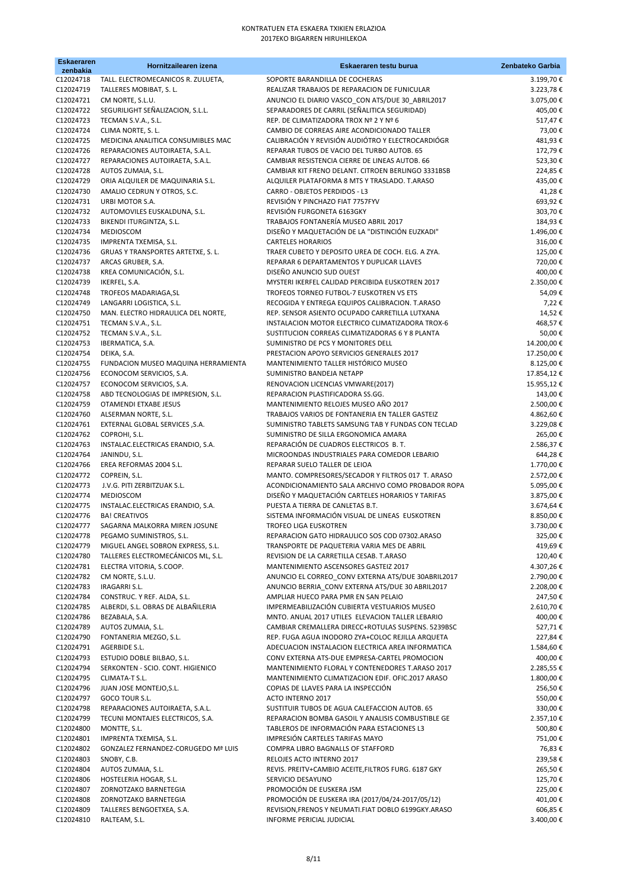KONTRATUEN ETA ESKAERA TXIKIEN ERLAZIOA
2017EKO BIGARREN HIRUHILEKOA

| Eskaeraren zenbakia | Hornitzailearen izena | Eskaeraren testu burua | Zenbateko Garbia |
|---|---|---|---|
| C12024718 | TALL. ELECTROMECANICOS R. ZULUETA, | SOPORTE BARANDILLA DE COCHERAS | 3.199,70 € |
| C12024719 | TALLERES MOBIBAT, S. L. | REALIZAR TRABAJOS DE REPARACION DE FUNICULAR | 3.223,78 € |
| C12024721 | CM NORTE, S.L.U. | ANUNCIO EL DIARIO VASCO_CON ATS/DUE 30_ABRIL2017 | 3.075,00 € |
| C12024722 | SEGURILIGHT SEÑALIZACION, S.L.L. | SEPARADORES DE CARRIL (SEÑALITICA SEGURIDAD) | 405,00 € |
| C12024723 | TECMAN S.V.A., S.L. | REP. DE CLIMATIZADORA TROX Nº 2 Y Nº 6 | 517,47 € |
| C12024724 | CLIMA NORTE, S. L. | CAMBIO DE CORREAS AIRE ACONDICIONADO TALLER | 73,00 € |
| C12024725 | MEDICINA ANALITICA CONSUMIBLES MAC | CALIBRACIÓN Y REVISIÓN AUDIÓTRO Y ELECTROCARDIÓGR | 481,93 € |
| C12024726 | REPARACIONES AUTOIRAETA, S.A.L. | REPARAR TUBOS DE VACIO DEL TURBO AUTOB. 65 | 172,79 € |
| C12024727 | REPARACIONES AUTOIRAETA, S.A.L. | CAMBIAR RESISTENCIA CIERRE DE LINEAS AUTOB. 66 | 523,30 € |
| C12024728 | AUTOS ZUMAIA, S.L. | CAMBIAR KIT FRENO DELANT. CITROEN BERLINGO 3331BSB | 224,85 € |
| C12024729 | ORIA ALQUILER DE MAQUINARIA S.L. | ALQUILER PLATAFORMA 8 MTS Y TRASLADO. T.ARASO | 435,00 € |
| C12024730 | AMALIO CEDRUN Y OTROS, S.C. | CARRO - OBJETOS PERDIDOS - L3 | 41,28 € |
| C12024731 | URBI MOTOR S.A. | REVISIÓN Y PINCHAZO FIAT 7757FYV | 693,92 € |
| C12024732 | AUTOMOVILES EUSKALDUNA, S.L. | REVISIÓN FURGONETA 6163GKY | 303,70 € |
| C12024733 | BIKENDI ITURGINTZA, S.L. | TRABAJOS FONTANERÍA MUSEO ABRIL 2017 | 184,93 € |
| C12024734 | MEDIOSCOM | DISEÑO Y MAQUETACIÓN DE LA "DISTINCIÓN EUZKADI" | 1.496,00 € |
| C12024735 | IMPRENTA TXEMISA, S.L. | CARTELES HORARIOS | 316,00 € |
| C12024736 | GRUAS Y TRANSPORTES ARTETXE, S. L. | TRAER CUBETO Y DEPOSITO UREA DE COCH. ELG. A ZYA. | 125,00 € |
| C12024737 | ARCAS GRUBER, S.A. | REPARAR 6 DEPARTAMENTOS Y DUPLICAR LLAVES | 720,00 € |
| C12024738 | KREA COMUNICACIÓN, S.L. | DISEÑO ANUNCIO SUD OUEST | 400,00 € |
| C12024739 | IKERFEL, S.A. | MYSTERI IKERFEL CALIDAD PERCIBIDA EUSKOTREN 2017 | 2.350,00 € |
| C12024748 | TROFEOS MADARIAGA,SL | TROFEOS TORNEO FUTBOL-7 EUSKOTREN VS ETS | 54,09 € |
| C12024749 | LANGARRI LOGISTICA, S.L. | RECOGIDA Y ENTREGA EQUIPOS CALIBRACION. T.ARASO | 7,22 € |
| C12024750 | MAN. ELECTRO HIDRAULICA DEL NORTE, | REP. SENSOR ASIENTO OCUPADO CARRETILLA LUTXANA | 14,52 € |
| C12024751 | TECMAN S.V.A., S.L. | INSTALACION MOTOR ELECTRICO CLIMATIZADORA TROX-6 | 468,57 € |
| C12024752 | TECMAN S.V.A., S.L. | SUSTITUCION CORREAS CLIMATIZADORAS 6 Y 8 PLANTA | 50,00 € |
| C12024753 | IBERMATICA, S.A. | SUMINISTRO DE PCS Y MONITORES DELL | 14.200,00 € |
| C12024754 | DEIKA, S.A. | PRESTACION APOYO SERVICIOS GENERALES 2017 | 17.250,00 € |
| C12024755 | FUNDACION MUSEO MAQUINA HERRAMIENTA | MANTENIMIENTO TALLER HISTÓRICO MUSEO | 8.125,00 € |
| C12024756 | ECONOCOM SERVICIOS, S.A. | SUMINISTRO BANDEJA NETAPP | 17.854,12 € |
| C12024757 | ECONOCOM SERVICIOS, S.A. | RENOVACION LICENCIAS VMWARE(2017) | 15.955,12 € |
| C12024758 | ABD TECNOLOGIAS DE IMPRESION, S.L. | REPARACION PLASTIFICADORA SS.GG. | 143,00 € |
| C12024759 | OTAMENDI ETXABE JESUS | MANTENIMIENTO RELOJES MUSEO AÑO 2017 | 2.500,00 € |
| C12024760 | ALSERMAN NORTE, S.L. | TRABAJOS VARIOS DE FONTANERIA EN TALLER GASTEIZ | 4.862,60 € |
| C12024761 | EXTERNAL GLOBAL SERVICES ,S.A. | SUMINISTRO TABLETS SAMSUNG TAB Y FUNDAS CON TECLAD | 3.229,08 € |
| C12024762 | COPROHI, S.L. | SUMINISTRO DE SILLA ERGONOMICA AMARA | 265,00 € |
| C12024763 | INSTALAC.ELECTRICAS ERANDIO, S.A. | REPARACIÓN DE CUADROS ELECTRICOS B. T. | 2.586,37 € |
| C12024764 | JANINDU, S.L. | MICROONDAS INDUSTRIALES PARA COMEDOR LEBARIO | 644,28 € |
| C12024766 | EREA REFORMAS 2004 S.L. | REPARAR SUELO TALLER DE LEIOA | 1.770,00 € |
| C12024772 | COPREIN, S.L. | MANTO. COMPRESORES/SECADOR Y FILTROS 017 T. ARASO | 2.572,00 € |
| C12024773 | J.V.G. PITI ZERBITZUAK S.L. | ACONDICIONAMIENTO SALA ARCHIVO COMO PROBADOR ROPA | 5.095,00 € |
| C12024774 | MEDIOSCOM | DISEÑO Y MAQUETACIÓN CARTELES HORARIOS Y TARIFAS | 3.875,00 € |
| C12024775 | INSTALAC.ELECTRICAS ERANDIO, S.A. | PUESTA A TIERRA DE CANLETAS B.T. | 3.674,64 € |
| C12024776 | BA! CREATIVOS | SISTEMA INFORMACIÓN VISUAL DE LINEAS EUSKOTREN | 8.850,00 € |
| C12024777 | SAGARNA MALKORRA MIREN JOSUNE | TROFEO LIGA EUSKOTREN | 3.730,00 € |
| C12024778 | PEGAMO SUMINISTROS, S.L. | REPARACION GATO HIDRAULICO SOS COD 07302.ARASO | 325,00 € |
| C12024779 | MIGUEL ANGEL SOBRON EXPRESS, S.L. | TRANSPORTE DE PAQUETERIA VARIA MES DE ABRIL | 419,69 € |
| C12024780 | TALLERES ELECTROMECÁNICOS ML, S.L. | REVISION DE LA CARRETILLA CESAB. T.ARASO | 120,40 € |
| C12024781 | ELECTRA VITORIA, S.COOP. | MANTENIMIENTO ASCENSORES GASTEIZ 2017 | 4.307,26 € |
| C12024782 | CM NORTE, S.L.U. | ANUNCIO EL CORREO_CONV EXTERNA ATS/DUE 30ABRIL2017 | 2.790,00 € |
| C12024783 | IRAGARRI S.L. | ANUNCIO BERRIA_CONV EXTERNA ATS/DUE 30 ABRIL2017 | 2.208,00 € |
| C12024784 | CONSTRUC. Y REF. ALDA, S.L. | AMPLIAR HUECO PARA PMR EN SAN PELAIO | 247,50 € |
| C12024785 | ALBERDI, S.L. OBRAS DE ALBAÑILERIA | IMPERMEABILIZACIÓN CUBIERTA VESTUARIOS MUSEO | 2.610,70 € |
| C12024786 | BEZABALA, S.A. | MNTO. ANUAL 2017 UTILES ELEVACION TALLER LEBARIO | 400,00 € |
| C12024789 | AUTOS ZUMAIA, S.L. | CAMBIAR CREMALLERA DIRECC+ROTULAS SUSPENS. 5239BSC | 527,71 € |
| C12024790 | FONTANERIA MEZGO, S.L. | REP. FUGA AGUA INODORO ZYA+COLOC REJILLA ARQUETA | 227,84 € |
| C12024791 | AGERBIDE S.L. | ADECUACION INSTALACION ELECTRICA AREA INFORMATICA | 1.584,60 € |
| C12024793 | ESTUDIO DOBLE BILBAO, S.L. | CONV EXTERNA ATS-DUE EMPRESA-CARTEL PROMOCION | 400,00 € |
| C12024794 | SERKONTEN - SCIO. CONT. HIGIENICO | MANTENIMIENTO FLORAL Y CONTENEDORES T.ARASO 2017 | 2.285,55 € |
| C12024795 | CLIMATA-T S.L. | MANTENIMIENTO CLIMATIZACION EDIF. OFIC.2017 ARASO | 1.800,00 € |
| C12024796 | JUAN JOSE MONTEJO,S.L. | COPIAS DE LLAVES PARA LA INSPECCIÓN | 256,50 € |
| C12024797 | GOCO TOUR S.L. | ACTO INTERNO 2017 | 550,00 € |
| C12024798 | REPARACIONES AUTOIRAETA, S.A.L. | SUSTITUIR TUBOS DE AGUA CALEFACCION AUTOB. 65 | 330,00 € |
| C12024799 | TECUNI MONTAJES ELECTRICOS, S.A. | REPARACION BOMBA GASOIL Y ANALISIS COMBUSTIBLE GE | 2.357,10 € |
| C12024800 | MONTTE, S.L. | TABLEROS DE INFORMACIÓN PARA ESTACIONES L3 | 500,80 € |
| C12024801 | IMPRENTA TXEMISA, S.L. | IMPRESIÓN CARTELES TARIFAS MAYO | 751,00 € |
| C12024802 | GONZALEZ FERNANDEZ-CORUGEDO Mª LUIS | COMPRA LIBRO BAGNALLS OF STAFFORD | 76,83 € |
| C12024803 | SNOBY, C.B. | RELOJES ACTO INTERNO 2017 | 239,58 € |
| C12024804 | AUTOS ZUMAIA, S.L. | REVIS. PREITV+CAMBIO ACEITE,FILTROS FURG. 6187 GKY | 265,50 € |
| C12024806 | HOSTELERIA HOGAR, S.L. | SERVICIO DESAYUNO | 125,70 € |
| C12024807 | ZORNOTZAKO BARNETEGIA | PROMOCIÓN DE EUSKERA JSM | 225,00 € |
| C12024808 | ZORNOTZAKO BARNETEGIA | PROMOCIÓN DE EUSKERA IRA (2017/04/24-2017/05/12) | 401,00 € |
| C12024809 | TALLERES BENGOETXEA, S.A. | REVISION,FRENOS Y NEUMATI.FIAT DOBLO 6199GKY.ARASO | 606,85 € |
| C12024810 | RALTEAM, S.L. | INFORME PERICIAL JUDICIAL | 3.400,00 € |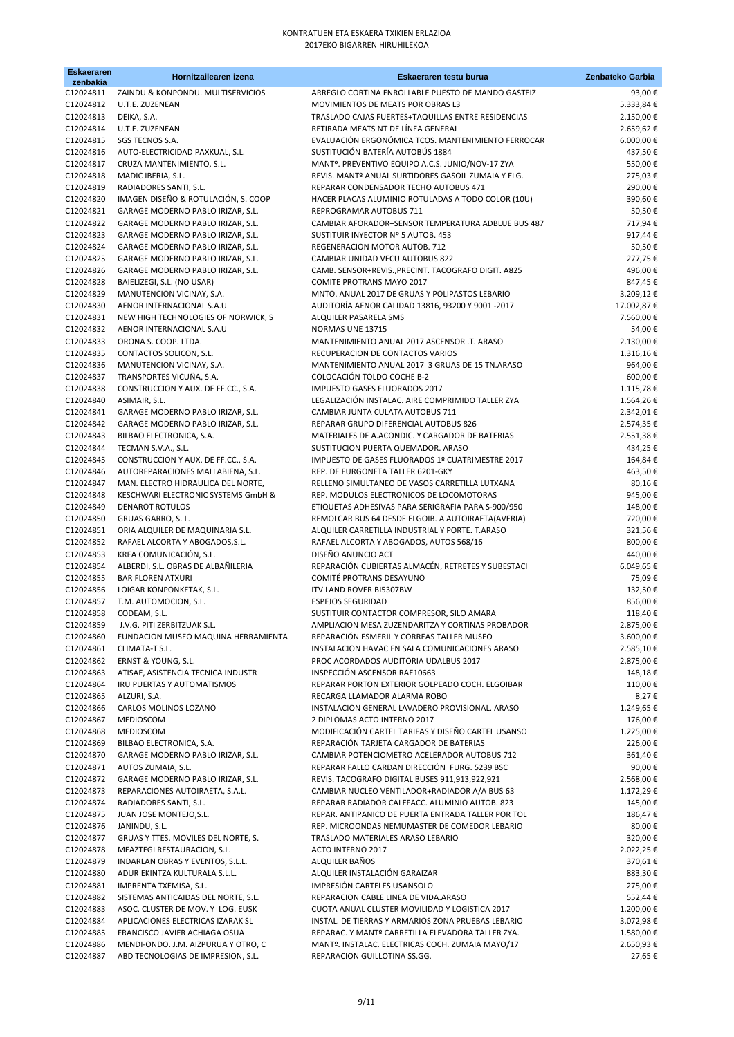KONTRATUEN ETA ESKAERA TXIKIEN ERLAZIOA
2017EKO BIGARREN HIRUHILEKOA

| Eskaeraren zenbakia | Hornitzailearen izena | Eskaeraren testu burua | Zenbateko Garbia |
|---|---|---|---|
| C12024811 | ZAINDU & KONPONDU. MULTISERVICIOS | ARREGLO CORTINA ENROLLABLE PUESTO DE MANDO GASTEIZ | 93,00 € |
| C12024812 | U.T.E. ZUZENEAN | MOVIMIENTOS DE MEATS POR OBRAS L3 | 5.333,84 € |
| C12024813 | DEIKA, S.A. | TRASLADO CAJAS FUERTES+TAQUILLAS ENTRE RESIDENCIAS | 2.150,00 € |
| C12024814 | U.T.E. ZUZENEAN | RETIRADA MEATS NT DE LÍNEA GENERAL | 2.659,62 € |
| C12024815 | SGS TECNOS S.A. | EVALUACIÓN ERGONÓMICA TCOS. MANTENIMIENTO FERROCAR | 6.000,00 € |
| C12024816 | AUTO-ELECTRICIDAD PAXKUAL, S.L. | SUSTITUCIÓN BATERÍA AUTOBÚS 1884 | 437,50 € |
| C12024817 | CRUZA MANTENIMIENTO, S.L. | MANTº. PREVENTIVO EQUIPO A.C.S. JUNIO/NOV-17 ZYA | 550,00 € |
| C12024818 | MADIC IBERIA, S.L. | REVIS. MANTº ANUAL SURTIDORES GASOIL ZUMAIA Y ELG. | 275,03 € |
| C12024819 | RADIADORES SANTI, S.L. | REPARAR CONDENSADOR TECHO AUTOBUS 471 | 290,00 € |
| C12024820 | IMAGEN DISEÑO & ROTULACIÓN, S. COOP | HACER PLACAS ALUMINIO ROTULADAS A TODO COLOR (10U) | 390,60 € |
| C12024821 | GARAGE MODERNO PABLO IRIZAR, S.L. | REPROGRAMAR AUTOBUS 711 | 50,50 € |
| C12024822 | GARAGE MODERNO PABLO IRIZAR, S.L. | CAMBIAR AFORADOR+SENSOR TEMPERATURA ADBLUE BUS 487 | 717,94 € |
| C12024823 | GARAGE MODERNO PABLO IRIZAR, S.L. | SUSTITUIR INYECTOR Nº 5 AUTOB. 453 | 917,44 € |
| C12024824 | GARAGE MODERNO PABLO IRIZAR, S.L. | REGENERACION MOTOR AUTOB. 712 | 50,50 € |
| C12024825 | GARAGE MODERNO PABLO IRIZAR, S.L. | CAMBIAR UNIDAD VECU AUTOBUS 822 | 277,75 € |
| C12024826 | GARAGE MODERNO PABLO IRIZAR, S.L. | CAMB. SENSOR+REVIS.,PRECINT. TACOGRAFO DIGIT. A825 | 496,00 € |
| C12024828 | BAIELIZEGI, S.L. (NO USAR) | COMITE PROTRANS MAYO 2017 | 847,45 € |
| C12024829 | MANUTENCION VICINAY, S.A. | MNTO. ANUAL 2017 DE GRUAS Y POLIPASTOS LEBARIO | 3.209,12 € |
| C12024830 | AENOR INTERNACIONAL S.A.U | AUDITORÍA AENOR CALIDAD 13816, 93200 Y 9001 -2017 | 17.002,87 € |
| C12024831 | NEW HIGH TECHNOLOGIES OF NORWICK, S | ALQUILER PASARELA SMS | 7.560,00 € |
| C12024832 | AENOR INTERNACIONAL S.A.U | NORMAS UNE 13715 | 54,00 € |
| C12024833 | ORONA S. COOP. LTDA. | MANTENIMIENTO ANUAL 2017 ASCENSOR .T. ARASO | 2.130,00 € |
| C12024835 | CONTACTOS SOLICON, S.L. | RECUPERACION DE CONTACTOS VARIOS | 1.316,16 € |
| C12024836 | MANUTENCION VICINAY, S.A. | MANTENIMIENTO ANUAL 2017 3 GRUAS DE 15 TN.ARASO | 964,00 € |
| C12024837 | TRANSPORTES VICUÑA, S.A. | COLOCACIÓN TOLDO COCHE B-2 | 600,00 € |
| C12024838 | CONSTRUCCION Y AUX. DE FF.CC., S.A. | IMPUESTO GASES FLUORADOS 2017 | 1.115,78 € |
| C12024840 | ASIMAIR, S.L. | LEGALIZACIÓN INSTALAC. AIRE COMPRIMIDO TALLER ZYA | 1.564,26 € |
| C12024841 | GARAGE MODERNO PABLO IRIZAR, S.L. | CAMBIAR JUNTA CULATA AUTOBUS 711 | 2.342,01 € |
| C12024842 | GARAGE MODERNO PABLO IRIZAR, S.L. | REPARAR GRUPO DIFERENCIAL AUTOBUS 826 | 2.574,35 € |
| C12024843 | BILBAO ELECTRONICA, S.A. | MATERIALES DE A.ACONDIC. Y CARGADOR DE BATERIAS | 2.551,38 € |
| C12024844 | TECMAN S.V.A., S.L. | SUSTITUCION PUERTA QUEMADOR. ARASO | 434,25 € |
| C12024845 | CONSTRUCCION Y AUX. DE FF.CC., S.A. | IMPUESTO DE GASES FLUORADOS 1º CUATRIMESTRE 2017 | 164,84 € |
| C12024846 | AUTOREPARACIONES MALLABIENA, S.L. | REP. DE FURGONETA TALLER 6201-GKY | 463,50 € |
| C12024847 | MAN. ELECTRO HIDRAULICA DEL NORTE, | RELLENO SIMULTANEO DE VASOS CARRETILLA LUTXANA | 80,16 € |
| C12024848 | KESCHWARI ELECTRONIC SYSTEMS GmbH & | REP. MODULOS ELECTRONICOS DE LOCOMOTORAS | 945,00 € |
| C12024849 | DENAROT ROTULOS | ETIQUETAS ADHESIVAS PARA SERIGRAFIA PARA S-900/950 | 148,00 € |
| C12024850 | GRUAS GARRO, S. L. | REMOLCAR BUS 64 DESDE ELGOIB. A AUTOIRAETA(AVERIA) | 720,00 € |
| C12024851 | ORIA ALQUILER DE MAQUINARIA S.L. | ALQUILER CARRETILLA INDUSTRIAL Y PORTE. T.ARASO | 321,56 € |
| C12024852 | RAFAEL ALCORTA Y ABOGADOS,S.L. | RAFAEL ALCORTA Y ABOGADOS, AUTOS 568/16 | 800,00 € |
| C12024853 | KREA COMUNICACIÓN, S.L. | DISEÑO ANUNCIO ACT | 440,00 € |
| C12024854 | ALBERDI, S.L. OBRAS DE ALBAÑILERIA | REPARACIÓN CUBIERTAS ALMACÉN, RETRETES Y SUBESTACI | 6.049,65 € |
| C12024855 | BAR FLOREN ATXURI | COMITÉ PROTRANS DESAYUNO | 75,09 € |
| C12024856 | LOIGAR KONPONKETAK, S.L. | ITV LAND ROVER BI5307BW | 132,50 € |
| C12024857 | T.M. AUTOMOCION, S.L. | ESPEJOS SEGURIDAD | 856,00 € |
| C12024858 | CODEAM, S.L. | SUSTITUIR CONTACTOR COMPRESOR, SILO AMARA | 118,40 € |
| C12024859 | J.V.G. PITI ZERBITZUAK S.L. | AMPLIACION MESA ZUZENDARITZA Y CORTINAS PROBADOR | 2.875,00 € |
| C12024860 | FUNDACION MUSEO MAQUINA HERRAMIENTA | REPARACIÓN ESMERIL Y CORREAS TALLER MUSEO | 3.600,00 € |
| C12024861 | CLIMATA-T S.L. | INSTALACION HAVAC EN SALA COMUNICACIONES ARASO | 2.585,10 € |
| C12024862 | ERNST & YOUNG, S.L. | PROC ACORDADOS AUDITORIA UDALBUS 2017 | 2.875,00 € |
| C12024863 | ATISAE, ASISTENCIA TECNICA INDUSTR | INSPECCIÓN ASCENSOR RAE10663 | 148,18 € |
| C12024864 | IRU PUERTAS Y AUTOMATISMOS | REPARAR PORTON EXTERIOR GOLPEADO COCH. ELGOIBAR | 110,00 € |
| C12024865 | ALZURI, S.A. | RECARGA LLAMADOR ALARMA ROBO | 8,27 € |
| C12024866 | CARLOS MOLINOS LOZANO | INSTALACION GENERAL LAVADERO PROVISIONAL. ARASO | 1.249,65 € |
| C12024867 | MEDIOSCOM | 2 DIPLOMAS ACTO INTERNO 2017 | 176,00 € |
| C12024868 | MEDIOSCOM | MODIFICACIÓN CARTEL TARIFAS Y DISEÑO CARTEL USANSO | 1.225,00 € |
| C12024869 | BILBAO ELECTRONICA, S.A. | REPARACIÓN TARJETA CARGADOR DE BATERIAS | 226,00 € |
| C12024870 | GARAGE MODERNO PABLO IRIZAR, S.L. | CAMBIAR POTENCIOMETRO ACELERADOR AUTOBUS 712 | 361,40 € |
| C12024871 | AUTOS ZUMAIA, S.L. | REPARAR FALLO CARDAN DIRECCIÓN FURG. 5239 BSC | 90,00 € |
| C12024872 | GARAGE MODERNO PABLO IRIZAR, S.L. | REVIS. TACOGRAFO DIGITAL BUSES 911,913,922,921 | 2.568,00 € |
| C12024873 | REPARACIONES AUTOIRAETA, S.A.L. | CAMBIAR NUCLEO VENTILADOR+RADIADOR A/A BUS 63 | 1.172,29 € |
| C12024874 | RADIADORES SANTI, S.L. | REPARAR RADIADOR CALEFACC. ALUMINIO AUTOB. 823 | 145,00 € |
| C12024875 | JUAN JOSE MONTEJO,S.L. | REPAR. ANTIPANICO DE PUERTA ENTRADA TALLER POR TOL | 186,47 € |
| C12024876 | JANINDU, S.L. | REP. MICROONDAS NEMUMASTER DE COMEDOR LEBARIO | 80,00 € |
| C12024877 | GRUAS Y TTES. MOVILES DEL NORTE, S. | TRASLADO MATERIALES ARASO LEBARIO | 320,00 € |
| C12024878 | MEAZTEGI RESTAURACION, S.L. | ACTO INTERNO 2017 | 2.022,25 € |
| C12024879 | INDARLAN OBRAS Y EVENTOS, S.L.L. | ALQUILER BAÑOS | 370,61 € |
| C12024880 | ADUR EKINTZA KULTURALA S.L.L. | ALQUILER INSTALACIÓN GARAIZAR | 883,30 € |
| C12024881 | IMPRENTA TXEMISA, S.L. | IMPRESIÓN CARTELES USANSOLO | 275,00 € |
| C12024882 | SISTEMAS ANTICAIDAS DEL NORTE, S.L. | REPARACION CABLE LINEA DE VIDA.ARASO | 552,44 € |
| C12024883 | ASOC. CLUSTER DE MOV. Y LOG. EUSK | CUOTA ANUAL CLUSTER MOVILIDAD Y LOGISTICA 2017 | 1.200,00 € |
| C12024884 | APLICACIONES ELECTRICAS IZARAK SL | INSTAL. DE TIERRAS Y ARMARIOS ZONA PRUEBAS LEBARIO | 3.072,98 € |
| C12024885 | FRANCISCO JAVIER ACHIAGA OSUA | REPARAC. Y MANTº CARRETILLA ELEVADORA TALLER ZYA. | 1.580,00 € |
| C12024886 | MENDI-ONDO. J.M. AIZPURUA Y OTRO, C | MANTº. INSTALAC. ELECTRICAS COCH. ZUMAIA MAYO/17 | 2.650,93 € |
| C12024887 | ABD TECNOLOGIAS DE IMPRESION, S.L. | REPARACION GUILLOTINA SS.GG. | 27,65 € |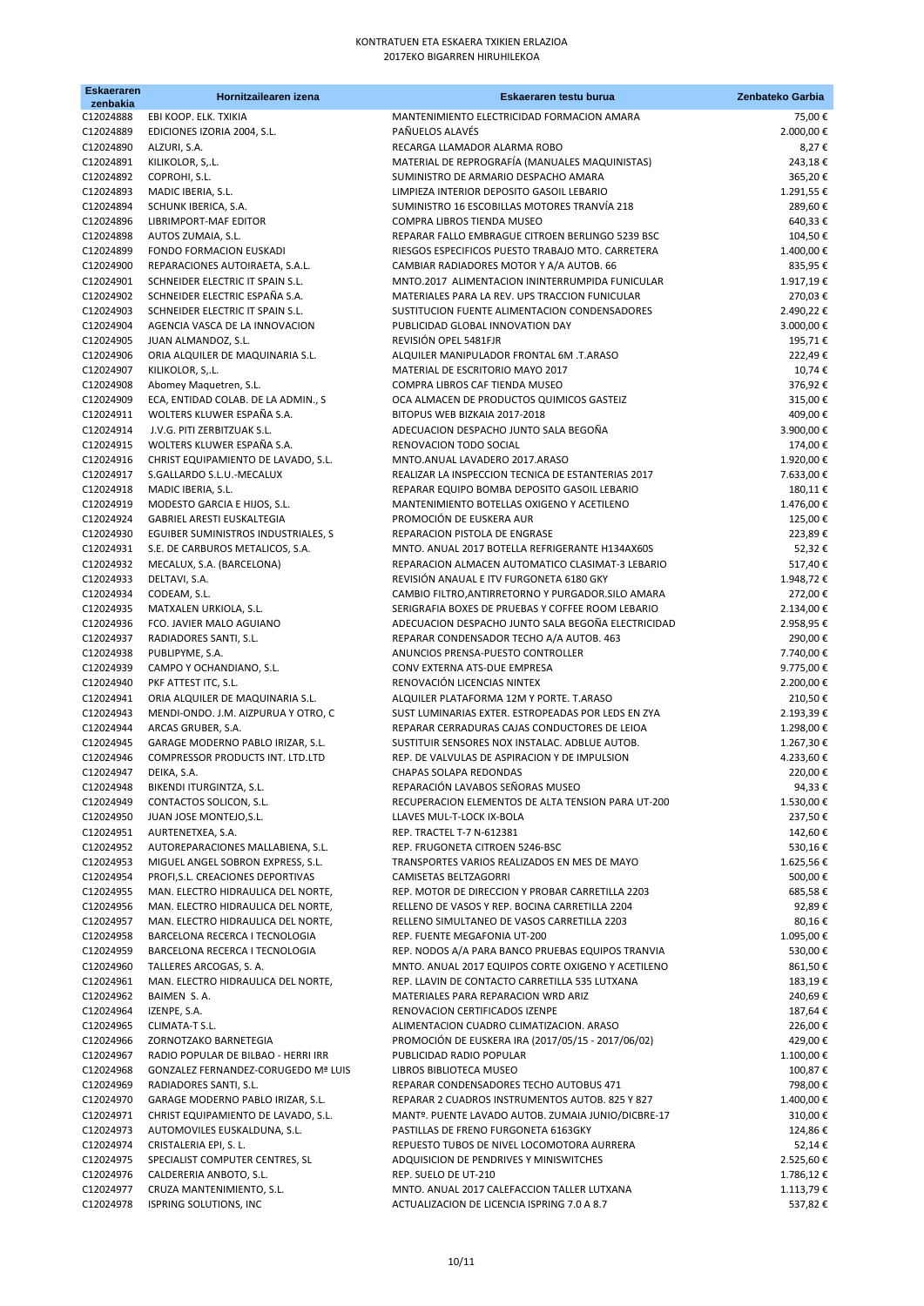# KONTRATUEN ETA ESKAERA TXIKIEN ERLAZIOA
## 2017EKO BIGARREN HIRUHILEKOA

| Eskaeraren zenbakia | Hornitzailearen izena | Eskaeraren testu burua | Zenbateko Garbia |
|---|---|---|---|
| C12024888 | EBI KOOP. ELK. TXIKIA | MANTENIMIENTO ELECTRICIDAD FORMACION AMARA | 75,00 € |
| C12024889 | EDICIONES IZORIA 2004, S.L. | PAÑUELOS ALAVÉS | 2.000,00 € |
| C12024890 | ALZURI, S.A. | RECARGA LLAMADOR ALARMA ROBO | 8,27 € |
| C12024891 | KILIKOLOR, S,.L. | MATERIAL DE REPROGRAFÍA (MANUALES MAQUINISTAS) | 243,18 € |
| C12024892 | COPROHI, S.L. | SUMINISTRO DE ARMARIO DESPACHO AMARA | 365,20 € |
| C12024893 | MADIC IBERIA, S.L. | LIMPIEZA INTERIOR DEPOSITO GASOIL LEBARIO | 1.291,55 € |
| C12024894 | SCHUNK IBERICA, S.A. | SUMINISTRO 16 ESCOBILLAS MOTORES TRANVÍA 218 | 289,60 € |
| C12024896 | LIBRIMPORT-MAF EDITOR | COMPRA LIBROS TIENDA MUSEO | 640,33 € |
| C12024898 | AUTOS ZUMAIA, S.L. | REPARAR FALLO EMBRAGUE CITROEN BERLINGO 5239 BSC | 104,50 € |
| C12024899 | FONDO FORMACION EUSKADI | RIESGOS ESPECIFICOS PUESTO TRABAJO MTO. CARRETERA | 1.400,00 € |
| C12024900 | REPARACIONES AUTOIRAETA, S.A.L. | CAMBIAR RADIADORES MOTOR Y A/A AUTOB. 66 | 835,95 € |
| C12024901 | SCHNEIDER ELECTRIC IT SPAIN S.L. | MNTO.2017 ALIMENTACION ININTERRUMPIDA FUNICULAR | 1.917,19 € |
| C12024902 | SCHNEIDER ELECTRIC ESPAÑA S.A. | MATERIALES PARA LA REV. UPS TRACCION FUNICULAR | 270,03 € |
| C12024903 | SCHNEIDER ELECTRIC IT SPAIN S.L. | SUSTITUCION FUENTE ALIMENTACION CONDENSADORES | 2.490,22 € |
| C12024904 | AGENCIA VASCA DE LA INNOVACION | PUBLICIDAD GLOBAL INNOVATION DAY | 3.000,00 € |
| C12024905 | JUAN ALMANDOZ, S.L. | REVISIÓN OPEL 5481FJR | 195,71 € |
| C12024906 | ORIA ALQUILER DE MAQUINARIA S.L. | ALQUILER MANIPULADOR FRONTAL 6M .T.ARASO | 222,49 € |
| C12024907 | KILIKOLOR, S,.L. | MATERIAL DE ESCRITORIO MAYO 2017 | 10,74 € |
| C12024908 | Abomey Maquetren, S.L. | COMPRA LIBROS CAF TIENDA MUSEO | 376,92 € |
| C12024909 | ECA, ENTIDAD COLAB. DE LA ADMIN., S | OCA ALMACEN DE PRODUCTOS QUIMICOS GASTEIZ | 315,00 € |
| C12024911 | WOLTERS KLUWER ESPAÑA S.A. | BITOPUS WEB BIZKAIA 2017-2018 | 409,00 € |
| C12024914 | J.V.G. PITI ZERBITZUAK S.L. | ADECUACION DESPACHO JUNTO SALA BEGOÑA | 3.900,00 € |
| C12024915 | WOLTERS KLUWER ESPAÑA S.A. | RENOVACION TODO SOCIAL | 174,00 € |
| C12024916 | CHRIST EQUIPAMIENTO DE LAVADO, S.L. | MNTO.ANUAL LAVADERO 2017.ARASO | 1.920,00 € |
| C12024917 | S.GALLARDO S.L.U.-MECALUX | REALIZAR LA INSPECCION TECNICA DE ESTANTERIAS 2017 | 7.633,00 € |
| C12024918 | MADIC IBERIA, S.L. | REPARAR EQUIPO BOMBA DEPOSITO GASOIL LEBARIO | 180,11 € |
| C12024919 | MODESTO GARCIA E HIJOS, S.L. | MANTENIMIENTO BOTELLAS OXIGENO Y ACETILENO | 1.476,00 € |
| C12024924 | GABRIEL ARESTI EUSKALTEGIA | PROMOCIÓN DE EUSKERA AUR | 125,00 € |
| C12024930 | EGUIBER SUMINISTROS INDUSTRIALES, S | REPARACION PISTOLA DE ENGRASE | 223,89 € |
| C12024931 | S.E. DE CARBUROS METALICOS, S.A. | MNTO. ANUAL 2017 BOTELLA REFRIGERANTE H134AX60S | 52,32 € |
| C12024932 | MECALUX, S.A. (BARCELONA) | REPARACION ALMACEN AUTOMATICO CLASIMAT-3 LEBARIO | 517,40 € |
| C12024933 | DELTAVI, S.A. | REVISIÓN ANAUAL E ITV FURGONETA 6180 GKY | 1.948,72 € |
| C12024934 | CODEAM, S.L. | CAMBIO FILTRO,ANTIRRETORNO Y PURGADOR.SILO AMARA | 272,00 € |
| C12024935 | MATXALEN URKIOLA, S.L. | SERIGRAFIA BOXES DE PRUEBAS Y COFFEE ROOM LEBARIO | 2.134,00 € |
| C12024936 | FCO. JAVIER MALO AGUIANO | ADECUACION DESPACHO JUNTO SALA BEGOÑA ELECTRICIDAD | 2.958,95 € |
| C12024937 | RADIADORES SANTI, S.L. | REPARAR CONDENSADOR TECHO A/A AUTOB. 463 | 290,00 € |
| C12024938 | PUBLIPYME, S.A. | ANUNCIOS PRENSA-PUESTO CONTROLLER | 7.740,00 € |
| C12024939 | CAMPO Y OCHANDIANO, S.L. | CONV EXTERNA ATS-DUE EMPRESA | 9.775,00 € |
| C12024940 | PKF ATTEST ITC, S.L. | RENOVACIÓN LICENCIAS NINTEX | 2.200,00 € |
| C12024941 | ORIA ALQUILER DE MAQUINARIA S.L. | ALQUILER PLATAFORMA 12M Y PORTE. T.ARASO | 210,50 € |
| C12024943 | MENDI-ONDO. J.M. AIZPURUA Y OTRO, C | SUST LUMINARIAS EXTER. ESTROPEADAS POR LEDS EN ZYA | 2.193,39 € |
| C12024944 | ARCAS GRUBER, S.A. | REPARAR CERRADURAS CAJAS CONDUCTORES DE LEIOA | 1.298,00 € |
| C12024945 | GARAGE MODERNO PABLO IRIZAR, S.L. | SUSTITUIR SENSORES NOX INSTALAC. ADBLUE AUTOB. | 1.267,30 € |
| C12024946 | COMPRESSOR PRODUCTS INT. LTD.LTD | REP. DE VALVULAS DE ASPIRACION Y DE IMPULSION | 4.233,60 € |
| C12024947 | DEIKA, S.A. | CHAPAS SOLAPA REDONDAS | 220,00 € |
| C12024948 | BIKENDI ITURGINTZA, S.L. | REPARACIÓN LAVABOS SEÑORAS MUSEO | 94,33 € |
| C12024949 | CONTACTOS SOLICON, S.L. | RECUPERACION ELEMENTOS DE ALTA TENSION PARA UT-200 | 1.530,00 € |
| C12024950 | JUAN JOSE MONTEJO,S.L. | LLAVES MUL-T-LOCK IX-BOLA | 237,50 € |
| C12024951 | AURTENETXEA, S.A. | REP. TRACTEL T-7 N-612381 | 142,60 € |
| C12024952 | AUTOREPARACIONES MALLABIENA, S.L. | REP. FRUGONETA CITROEN 5246-BSC | 530,16 € |
| C12024953 | MIGUEL ANGEL SOBRON EXPRESS, S.L. | TRANSPORTES VARIOS REALIZADOS EN MES DE MAYO | 1.625,56 € |
| C12024954 | PROFI,S.L. CREACIONES DEPORTIVAS | CAMISETAS BELTZAGORRI | 500,00 € |
| C12024955 | MAN. ELECTRO HIDRAULICA DEL NORTE, | REP. MOTOR DE DIRECCION Y PROBAR CARRETILLA 2203 | 685,58 € |
| C12024956 | MAN. ELECTRO HIDRAULICA DEL NORTE, | RELLENO DE VASOS Y REP. BOCINA CARRETILLA 2204 | 92,89 € |
| C12024957 | MAN. ELECTRO HIDRAULICA DEL NORTE, | RELLENO SIMULTANEO DE VASOS CARRETILLA 2203 | 80,16 € |
| C12024958 | BARCELONA RECERCA I TECNOLOGIA | REP. FUENTE MEGAFONIA UT-200 | 1.095,00 € |
| C12024959 | BARCELONA RECERCA I TECNOLOGIA | REP. NODOS A/A PARA BANCO PRUEBAS EQUIPOS TRANVIA | 530,00 € |
| C12024960 | TALLERES ARCOGAS, S. A. | MNTO. ANUAL 2017 EQUIPOS CORTE OXIGENO Y ACETILENO | 861,50 € |
| C12024961 | MAN. ELECTRO HIDRAULICA DEL NORTE, | REP. LLAVIN DE CONTACTO CARRETILLA 535 LUTXANA | 183,19 € |
| C12024962 | BAIMEN S. A. | MATERIALES PARA REPARACION WRD ARIZ | 240,69 € |
| C12024964 | IZENPE, S.A. | RENOVACION CERTIFICADOS IZENPE | 187,64 € |
| C12024965 | CLIMATA-T S.L. | ALIMENTACION CUADRO CLIMATIZACION. ARASO | 226,00 € |
| C12024966 | ZORNOTZAKO BARNETEGIA | PROMOCIÓN DE EUSKERA IRA (2017/05/15 - 2017/06/02) | 429,00 € |
| C12024967 | RADIO POPULAR DE BILBAO - HERRI IRR | PUBLICIDAD RADIO POPULAR | 1.100,00 € |
| C12024968 | GONZALEZ FERNANDEZ-CORUGEDO Mª LUIS | LIBROS BIBLIOTECA MUSEO | 100,87 € |
| C12024969 | RADIADORES SANTI, S.L. | REPARAR CONDENSADORES TECHO AUTOBUS 471 | 798,00 € |
| C12024970 | GARAGE MODERNO PABLO IRIZAR, S.L. | REPARAR 2 CUADROS INSTRUMENTOS AUTOB. 825 Y 827 | 1.400,00 € |
| C12024971 | CHRIST EQUIPAMIENTO DE LAVADO, S.L. | MANTº. PUENTE LAVADO AUTOB. ZUMAIA JUNIO/DICBRE-17 | 310,00 € |
| C12024973 | AUTOMOVILES EUSKALDUNA, S.L. | PASTILLAS DE FRENO FURGONETA 6163GKY | 124,86 € |
| C12024974 | CRISTALERIA EPI, S. L. | REPUESTO TUBOS DE NIVEL LOCOMOTORA AURRERA | 52,14 € |
| C12024975 | SPECIALIST COMPUTER CENTRES, SL | ADQUISICION DE PENDRIVES Y MINISWITCHES | 2.525,60 € |
| C12024976 | CALDERERIA ANBOTO, S.L. | REP. SUELO DE UT-210 | 1.786,12 € |
| C12024977 | CRUZA MANTENIMIENTO, S.L. | MNTO. ANUAL 2017 CALEFACCION TALLER LUTXANA | 1.113,79 € |
| C12024978 | ISPRING SOLUTIONS, INC | ACTUALIZACION DE LICENCIA ISPRING 7.0 A 8.7 | 537,82 € |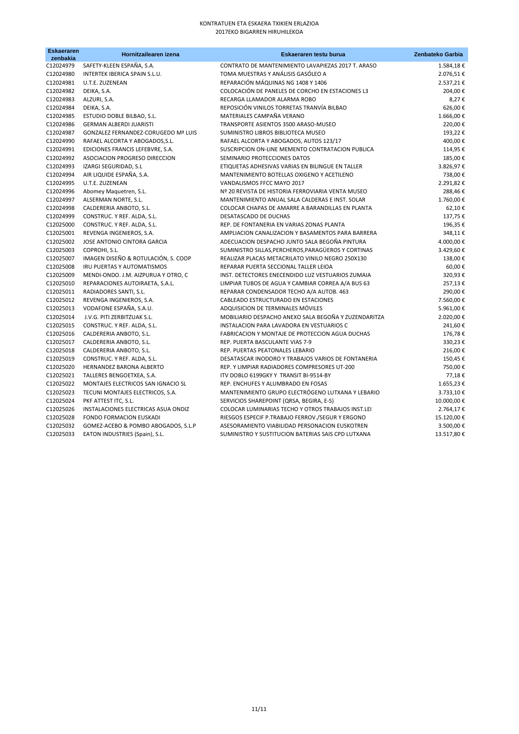KONTRATUEN ETA ESKAERA TXIKIEN ERLAZIOA
2017EKO BIGARREN HIRUHILEKOA

| Eskaeraren zenbakia | Hornitzailearen izena | Eskaeraren testu burua | Zenbateko Garbia |
|---|---|---|---|
| C12024979 | SAFETY-KLEEN ESPAÑA, S.A. | CONTRATO DE MANTENIMIENTO LAVAPIEZAS 2017 T. ARASO | 1.584,18 € |
| C12024980 | INTERTEK IBERICA SPAIN S.L.U. | TOMA MUESTRAS Y ANÁLISIS GASÓLEO A | 2.076,51 € |
| C12024981 | U.T.E. ZUZENEAN | REPARACIÓN MÁQUINAS NG 1408 Y 1406 | 2.537,21 € |
| C12024982 | DEIKA, S.A. | COLOCACIÓN DE PANELES DE CORCHO EN ESTACIONES L3 | 204,00 € |
| C12024983 | ALZURI, S.A. | RECARGA LLAMADOR ALARMA ROBO | 8,27 € |
| C12024984 | DEIKA, S.A. | REPOSICIÓN VINILOS TORRETAS TRANVÍA BILBAO | 626,00 € |
| C12024985 | ESTUDIO DOBLE BILBAO, S.L. | MATERIALES CAMPAÑA VERANO | 1.666,00 € |
| C12024986 | GERMAN ALBERDI JUARISTI | TRANSPORTE ASIENTOS 3500 ARASO-MUSEO | 220,00 € |
| C12024987 | GONZALEZ FERNANDEZ-CORUGEDO Mª LUIS | SUMINISTRO LIBROS BIBLIOTECA MUSEO | 193,22 € |
| C12024990 | RAFAEL ALCORTA Y ABOGADOS,S.L. | RAFAEL ALCORTA Y ABOGADOS, AUTOS 123/17 | 400,00 € |
| C12024991 | EDICIONES FRANCIS LEFEBVRE, S.A. | SUSCRIPCION ON-LINE MEMENTO CONTRATACION PUBLICA | 114,95 € |
| C12024992 | ASOCIACION PROGRESO DIRECCION | SEMINARIO PROTECCIONES DATOS | 185,00 € |
| C12024993 | IZARGI SEGURIDAD, S.L | ETIQUETAS ADHESIVAS VARIAS EN BILINGUE EN TALLER | 3.826,97 € |
| C12024994 | AIR LIQUIDE ESPAÑA, S.A. | MANTENIMIENTO BOTELLAS OXIGENO Y ACETILENO | 738,00 € |
| C12024995 | U.T.E. ZUZENEAN | VANDALISMOS FFCC MAYO 2017 | 2.291,82 € |
| C12024996 | Abomey Maquetren, S.L. | Nº 20 REVISTA DE HISTORIA FERROVIARIA VENTA MUSEO | 288,46 € |
| C12024997 | ALSERMAN NORTE, S.L. | MANTENIMIENTO ANUAL SALA CALDERAS E INST. SOLAR | 1.760,00 € |
| C12024998 | CALDERERIA ANBOTO, S.L. | COLOCAR CHAPAS DE AMARRE A BARANDILLAS EN PLANTA | 62,10 € |
| C12024999 | CONSTRUC. Y REF. ALDA, S.L. | DESATASCADO DE DUCHAS | 137,75 € |
| C12025000 | CONSTRUC. Y REF. ALDA, S.L. | REP. DE FONTANERIA EN VARIAS ZONAS PLANTA | 196,35 € |
| C12025001 | REVENGA INGENIEROS, S.A. | AMPLIACION CANALIZACION Y BASAMENTOS PARA BARRERA | 348,11 € |
| C12025002 | JOSE ANTONIO CINTORA GARCIA | ADECUACION DESPACHO JUNTO SALA BEGOÑA PINTURA | 4.000,00 € |
| C12025003 | COPROHI, S.L. | SUMINISTRO SILLAS,PERCHEROS,PARAGÜEROS Y CORTINAS | 3.429,60 € |
| C12025007 | IMAGEN DISEÑO & ROTULACIÓN, S. COOP | REALIZAR PLACAS METACRILATO VINILO NEGRO 250X130 | 138,00 € |
| C12025008 | IRU PUERTAS Y AUTOMATISMOS | REPARAR PUERTA SECCIONAL TALLER LEIOA | 60,00 € |
| C12025009 | MENDI-ONDO. J.M. AIZPURUA Y OTRO, C | INST. DETECTORES ENECENDIDO LUZ VESTUARIOS ZUMAIA | 320,93 € |
| C12025010 | REPARACIONES AUTOIRAETA, S.A.L. | LIMPIAR TUBOS DE AGUA Y CAMBIAR CORREA A/A BUS 63 | 257,13 € |
| C12025011 | RADIADORES SANTI, S.L. | REPARAR CONDENSADOR TECHO A/A AUTOB. 463 | 290,00 € |
| C12025012 | REVENGA INGENIEROS, S.A. | CABLEADO ESTRUCTURADO EN ESTACIONES | 7.560,00 € |
| C12025013 | VODAFONE ESPAÑA, S.A.U. | ADQUISICION DE TERMINALES MÓVILES | 5.961,00 € |
| C12025014 | J.V.G. PITI ZERBITZUAK S.L. | MOBILIARIO DESPACHO ANEXO SALA BEGOÑA Y ZUZENDARITZA | 2.020,00 € |
| C12025015 | CONSTRUC. Y REF. ALDA, S.L. | INSTALACION PARA LAVADORA EN VESTUARIOS C | 241,60 € |
| C12025016 | CALDERERIA ANBOTO, S.L. | FABRICACION Y MONTAJE DE PROTECCION AGUA DUCHAS | 176,78 € |
| C12025017 | CALDERERIA ANBOTO, S.L. | REP. PUERTA BASCULANTE VIAS 7-9 | 330,23 € |
| C12025018 | CALDERERIA ANBOTO, S.L. | REP. PUERTAS PEATONALES LEBARIO | 216,00 € |
| C12025019 | CONSTRUC. Y REF. ALDA, S.L. | DESATASCAR INODORO Y TRABAJOS VARIOS DE FONTANERIA | 150,45 € |
| C12025020 | HERNANDEZ BARONA ALBERTO | REP. Y LIMPIAR RADIADORES COMPRESORES UT-200 | 750,00 € |
| C12025021 | TALLERES BENGOETXEA, S.A. | ITV DOBLO 6199GKY Y TRANSIT BI-9514-BY | 77,18 € |
| C12025022 | MONTAJES ELECTRICOS SAN IGNACIO SL | REP. ENCHUFES Y ALUMBRADO EN FOSAS | 1.655,23 € |
| C12025023 | TECUNI MONTAJES ELECTRICOS, S.A. | MANTENIMIENTO GRUPO ELECTRÓGENO LUTXANA Y LEBARIO | 3.733,10 € |
| C12025024 | PKF ATTEST ITC, S.L. | SERVICIOS SHAREPOINT (QRSA, BEGIRA, E-S) | 10.000,00 € |
| C12025026 | INSTALACIONES ELECTRICAS ASUA ONDIZ | COLOCAR LUMINARIAS TECHO Y OTROS TRABAJOS INST.LEI | 2.764,17 € |
| C12025028 | FONDO FORMACION EUSKADI | RIESGOS ESPECIF P.TRABAJO FERROV./SEGUR Y ERGONO | 15.120,00 € |
| C12025032 | GOMEZ-ACEBO & POMBO ABOGADOS, S.L.P | ASESORAMIENTO VIABILIDAD PERSONACION EUSKOTREN | 3.500,00 € |
| C12025033 | EATON INDUSTRIES (Spain), S.L. | SUMINISTRO Y SUSTITUCION BATERIAS SAIS CPD LUTXANA | 13.517,80 € |